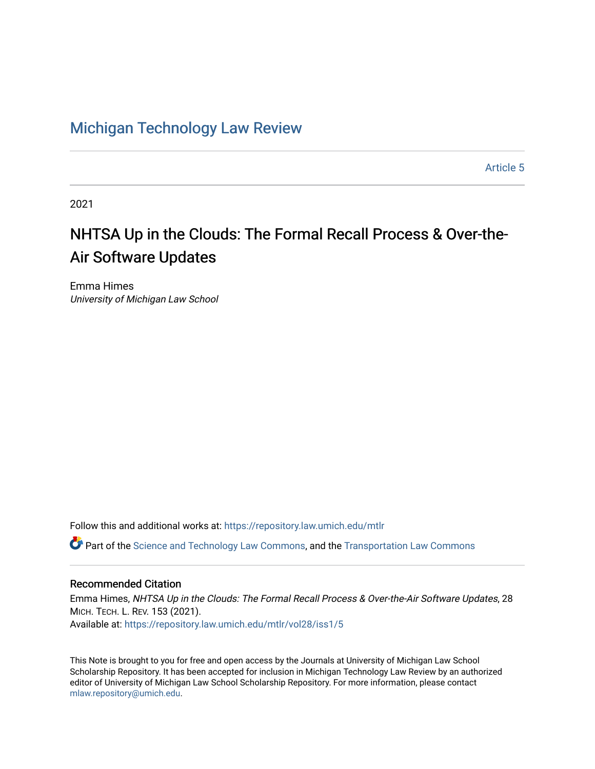Michigan Technology Law Review

Article 5

2021

# NHTSA Up in the Clouds: The Formal Recall Process & Over-the-Air Software Updates

Emma Himes
*University of Michigan Law School*

Follow this and additional works at: https://repository.law.umich.edu/mtlr

Part of the Science and Technology Law Commons, and the Transportation Law Commons

## Recommended Citation

Emma Himes, *NHTSA Up in the Clouds: The Formal Recall Process & Over-the-Air Software Updates*, 28 MICH. TECH. L. REV. 153 (2021).
Available at: https://repository.law.umich.edu/mtlr/vol28/iss1/5

This Note is brought to you for free and open access by the Journals at University of Michigan Law School Scholarship Repository. It has been accepted for inclusion in Michigan Technology Law Review by an authorized editor of University of Michigan Law School Scholarship Repository. For more information, please contact mlaw.repository@umich.edu.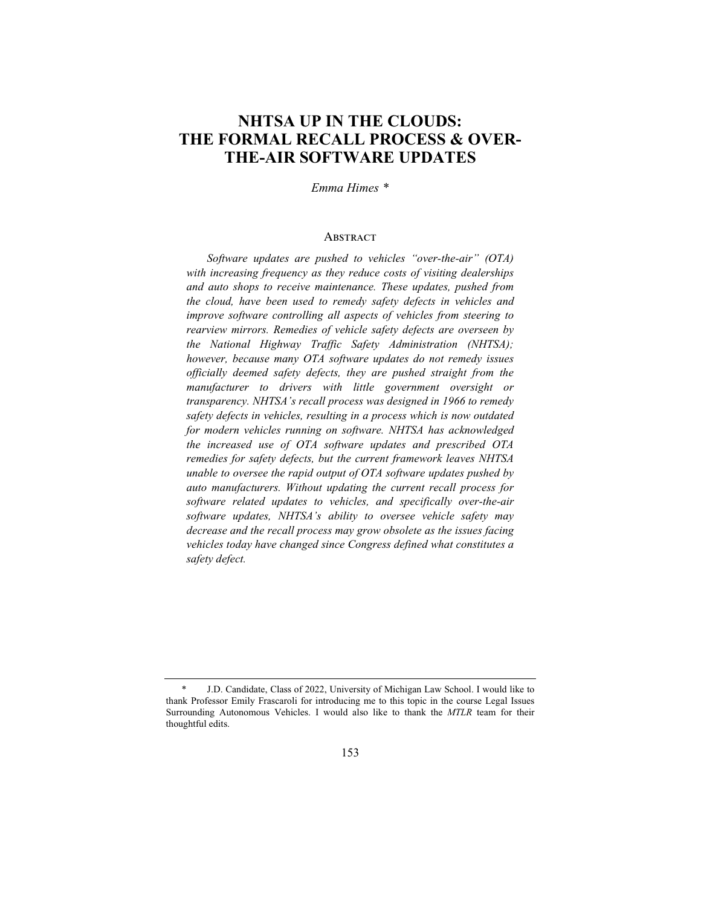# NHTSA UP IN THE CLOUDS: THE FORMAL RECALL PROCESS & OVER-THE-AIR SOFTWARE UPDATES

*Emma Himes \**

## Abstract

*Software updates are pushed to vehicles "over-the-air" (OTA) with increasing frequency as they reduce costs of visiting dealerships and auto shops to receive maintenance. These updates, pushed from the cloud, have been used to remedy safety defects in vehicles and improve software controlling all aspects of vehicles from steering to rearview mirrors. Remedies of vehicle safety defects are overseen by the National Highway Traffic Safety Administration (NHTSA); however, because many OTA software updates do not remedy issues officially deemed safety defects, they are pushed straight from the manufacturer to drivers with little government oversight or transparency. NHTSA's recall process was designed in 1966 to remedy safety defects in vehicles, resulting in a process which is now outdated for modern vehicles running on software. NHTSA has acknowledged the increased use of OTA software updates and prescribed OTA remedies for safety defects, but the current framework leaves NHTSA unable to oversee the rapid output of OTA software updates pushed by auto manufacturers. Without updating the current recall process for software related updates to vehicles, and specifically over-the-air software updates, NHTSA's ability to oversee vehicle safety may decrease and the recall process may grow obsolete as the issues facing vehicles today have changed since Congress defined what constitutes a safety defect.*

---

\* J.D. Candidate, Class of 2022, University of Michigan Law School. I would like to thank Professor Emily Frascaroli for introducing me to this topic in the course Legal Issues Surrounding Autonomous Vehicles. I would also like to thank the *MTLR* team for their thoughtful edits.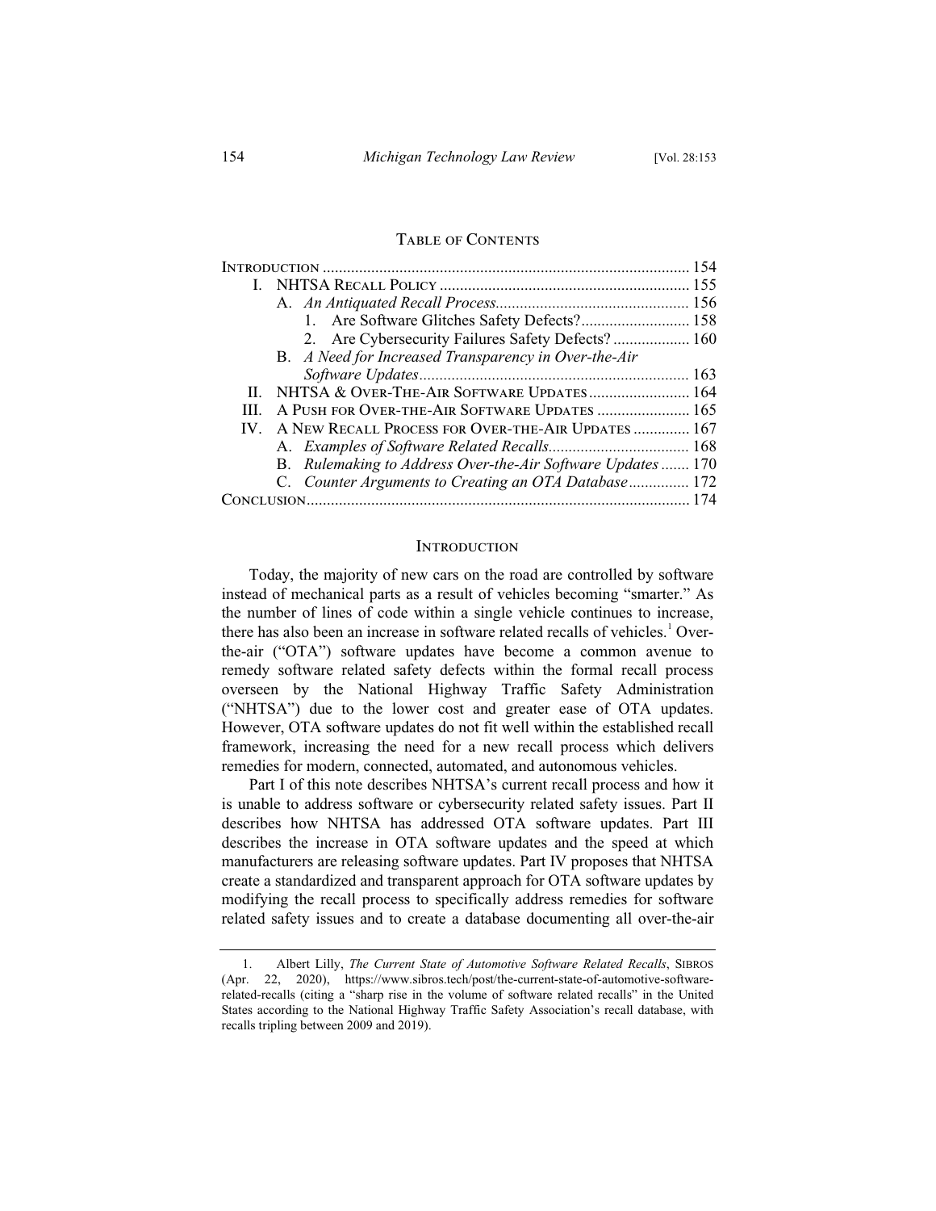## Table of Contents

| | |
|---|---|
| Introduction | 154 |
| I. NHTSA Recall Policy | 155 |
| A. *An Antiquated Recall Process* | 156 |
| 1. Are Software Glitches Safety Defects? | 158 |
| 2. Are Cybersecurity Failures Safety Defects? | 160 |
| B. *A Need for Increased Transparency in Over-the-Air Software Updates* | 163 |
| II. NHTSA & Over-The-Air Software Updates | 164 |
| III. A Push for Over-The-Air Software Updates | 165 |
| IV. A New Recall Process for Over-The-Air Updates | 167 |
| A. *Examples of Software Related Recalls* | 168 |
| B. *Rulemaking to Address Over-the-Air Software Updates* | 170 |
| C. *Counter Arguments to Creating an OTA Database* | 172 |
| Conclusion | 174 |

## Introduction

Today, the majority of new cars on the road are controlled by software instead of mechanical parts as a result of vehicles becoming "smarter." As the number of lines of code within a single vehicle continues to increase, there has also been an increase in software related recalls of vehicles.[1] Over-the-air ("OTA") software updates have become a common avenue to remedy software related safety defects within the formal recall process overseen by the National Highway Traffic Safety Administration ("NHTSA") due to the lower cost and greater ease of OTA updates. However, OTA software updates do not fit well within the established recall framework, increasing the need for a new recall process which delivers remedies for modern, connected, automated, and autonomous vehicles.

Part I of this note describes NHTSA's current recall process and how it is unable to address software or cybersecurity related safety issues. Part II describes how NHTSA has addressed OTA software updates. Part III describes the increase in OTA software updates and the speed at which manufacturers are releasing software updates. Part IV proposes that NHTSA create a standardized and transparent approach for OTA software updates by modifying the recall process to specifically address remedies for software related safety issues and to create a database documenting all over-the-air

---

1. Albert Lilly, *The Current State of Automotive Software Related Recalls*, SIBROS (Apr. 22, 2020), https://www.sibros.tech/post/the-current-state-of-automotive-software-related-recalls (citing a "sharp rise in the volume of software related recalls" in the United States according to the National Highway Traffic Safety Association's recall database, with recalls tripling between 2009 and 2019).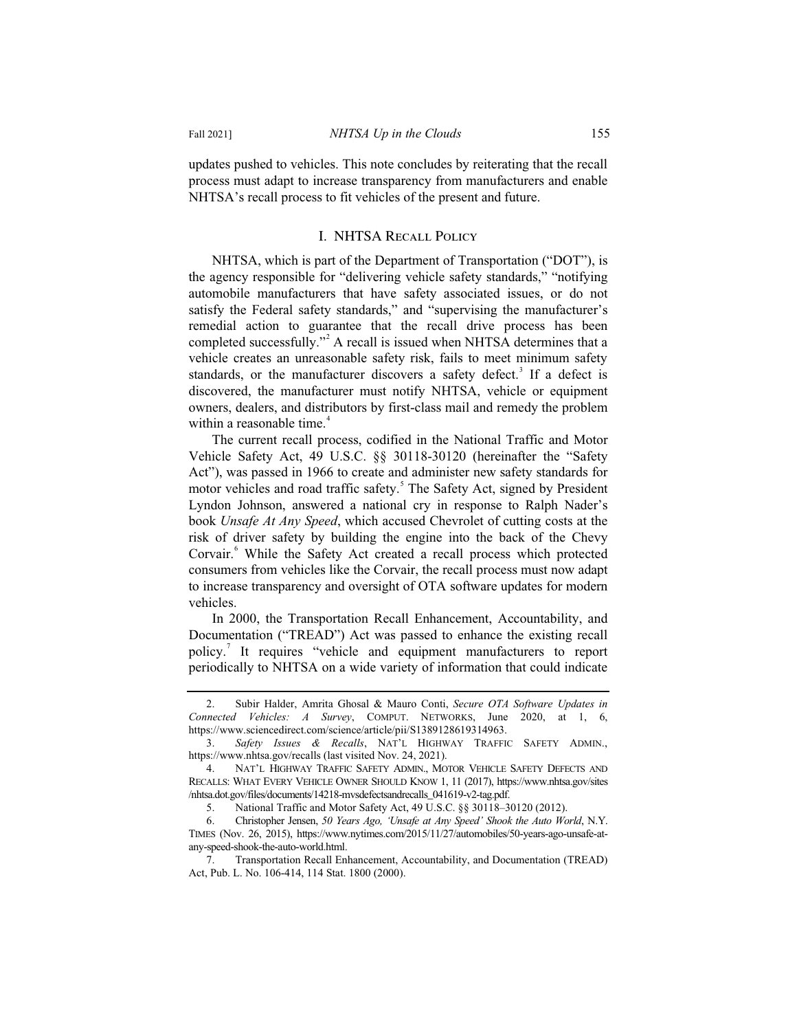updates pushed to vehicles. This note concludes by reiterating that the recall process must adapt to increase transparency from manufacturers and enable NHTSA's recall process to fit vehicles of the present and future.

## I. NHTSA Recall Policy

NHTSA, which is part of the Department of Transportation ("DOT"), is the agency responsible for "delivering vehicle safety standards," "notifying automobile manufacturers that have safety associated issues, or do not satisfy the Federal safety standards," and "supervising the manufacturer's remedial action to guarantee that the recall drive process has been completed successfully."[2] A recall is issued when NHTSA determines that a vehicle creates an unreasonable safety risk, fails to meet minimum safety standards, or the manufacturer discovers a safety defect.[3] If a defect is discovered, the manufacturer must notify NHTSA, vehicle or equipment owners, dealers, and distributors by first-class mail and remedy the problem within a reasonable time.[4]

The current recall process, codified in the National Traffic and Motor Vehicle Safety Act, 49 U.S.C. §§ 30118-30120 (hereinafter the "Safety Act"), was passed in 1966 to create and administer new safety standards for motor vehicles and road traffic safety.[5] The Safety Act, signed by President Lyndon Johnson, answered a national cry in response to Ralph Nader's book *Unsafe At Any Speed*, which accused Chevrolet of cutting costs at the risk of driver safety by building the engine into the back of the Chevy Corvair.[6] While the Safety Act created a recall process which protected consumers from vehicles like the Corvair, the recall process must now adapt to increase transparency and oversight of OTA software updates for modern vehicles.

In 2000, the Transportation Recall Enhancement, Accountability, and Documentation ("TREAD") Act was passed to enhance the existing recall policy.[7] It requires "vehicle and equipment manufacturers to report periodically to NHTSA on a wide variety of information that could indicate

---

2. Subir Halder, Amrita Ghosal & Mauro Conti, *Secure OTA Software Updates in Connected Vehicles: A Survey*, COMPUT. NETWORKS, June 2020, at 1, 6, https://www.sciencedirect.com/science/article/pii/S1389128619314963.

3. *Safety Issues & Recalls*, NAT'L HIGHWAY TRAFFIC SAFETY ADMIN., https://www.nhtsa.gov/recalls (last visited Nov. 24, 2021).

4. NAT'L HIGHWAY TRAFFIC SAFETY ADMIN., MOTOR VEHICLE SAFETY DEFECTS AND RECALLS: WHAT EVERY VEHICLE OWNER SHOULD KNOW 1, 11 (2017), https://www.nhtsa.gov/sites/nhtsa.dot.gov/files/documents/14218-mvsdefectsandrecalls_041619-v2-tag.pdf.

5. National Traffic and Motor Safety Act, 49 U.S.C. §§ 30118–30120 (2012).

6. Christopher Jensen, *50 Years Ago, 'Unsafe at Any Speed' Shook the Auto World*, N.Y. TIMES (Nov. 26, 2015), https://www.nytimes.com/2015/11/27/automobiles/50-years-ago-unsafe-at-any-speed-shook-the-auto-world.html.

7. Transportation Recall Enhancement, Accountability, and Documentation (TREAD) Act, Pub. L. No. 106-414, 114 Stat. 1800 (2000).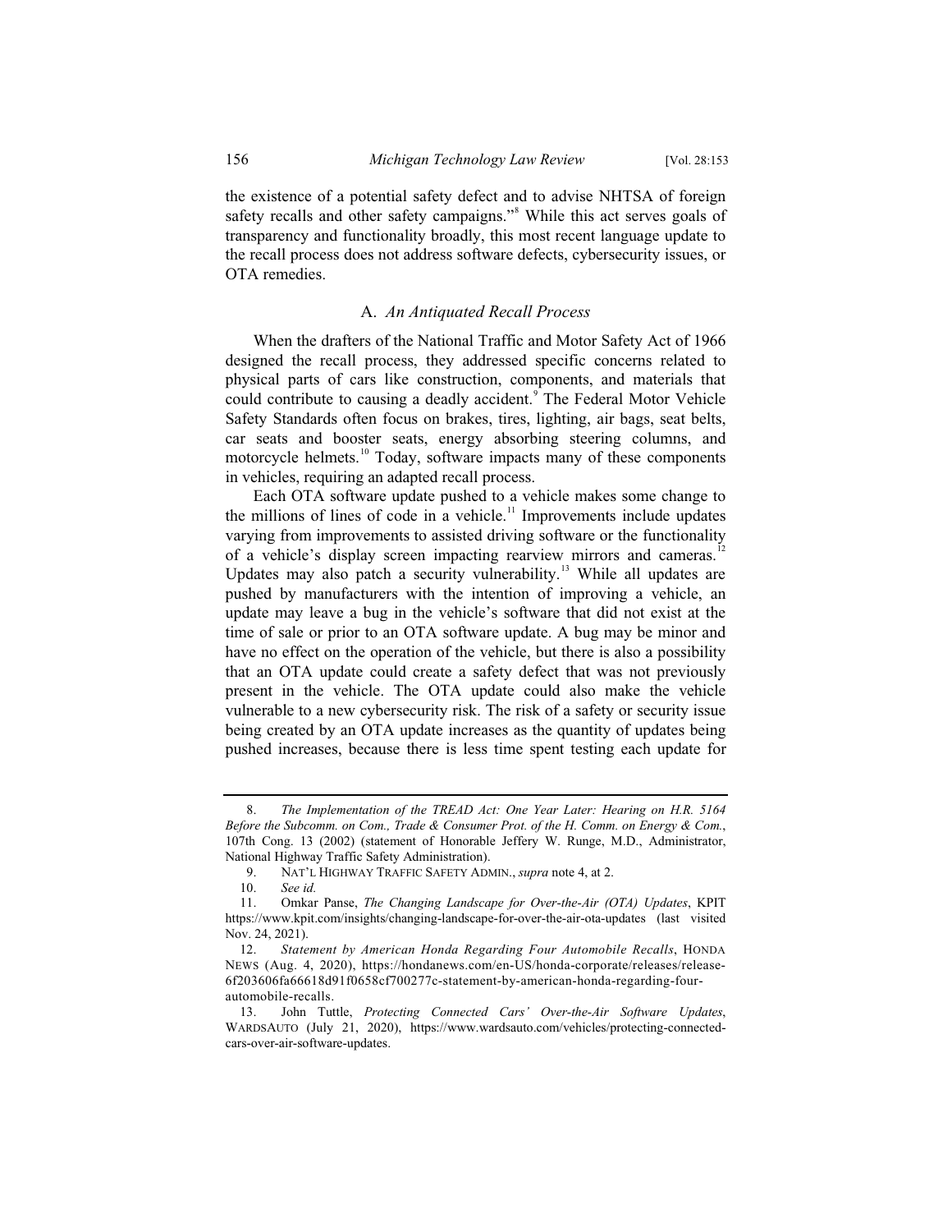the existence of a potential safety defect and to advise NHTSA of foreign safety recalls and other safety campaigns."[8] While this act serves goals of transparency and functionality broadly, this most recent language update to the recall process does not address software defects, cybersecurity issues, or OTA remedies.

### A. *An Antiquated Recall Process*

When the drafters of the National Traffic and Motor Safety Act of 1966 designed the recall process, they addressed specific concerns related to physical parts of cars like construction, components, and materials that could contribute to causing a deadly accident.[9] The Federal Motor Vehicle Safety Standards often focus on brakes, tires, lighting, air bags, seat belts, car seats and booster seats, energy absorbing steering columns, and motorcycle helmets.[10] Today, software impacts many of these components in vehicles, requiring an adapted recall process.

Each OTA software update pushed to a vehicle makes some change to the millions of lines of code in a vehicle.[11] Improvements include updates varying from improvements to assisted driving software or the functionality of a vehicle's display screen impacting rearview mirrors and cameras.[12] Updates may also patch a security vulnerability.[13] While all updates are pushed by manufacturers with the intention of improving a vehicle, an update may leave a bug in the vehicle's software that did not exist at the time of sale or prior to an OTA software update. A bug may be minor and have no effect on the operation of the vehicle, but there is also a possibility that an OTA update could create a safety defect that was not previously present in the vehicle. The OTA update could also make the vehicle vulnerable to a new cybersecurity risk. The risk of a safety or security issue being created by an OTA update increases as the quantity of updates being pushed increases, because there is less time spent testing each update for

---

8. *The Implementation of the TREAD Act: One Year Later: Hearing on H.R. 5164 Before the Subcomm. on Com., Trade & Consumer Prot. of the H. Comm. on Energy & Com.*, 107th Cong. 13 (2002) (statement of Honorable Jeffery W. Runge, M.D., Administrator, National Highway Traffic Safety Administration).

9. NAT'L HIGHWAY TRAFFIC SAFETY ADMIN., *supra* note 4, at 2.

10. *See id.*

11. Omkar Panse, *The Changing Landscape for Over-the-Air (OTA) Updates*, KPIT https://www.kpit.com/insights/changing-landscape-for-over-the-air-ota-updates (last visited Nov. 24, 2021).

12. *Statement by American Honda Regarding Four Automobile Recalls*, HONDA NEWS (Aug. 4, 2020), https://hondanews.com/en-US/honda-corporate/releases/release-6f203606fa66618d91f0658cf700277c-statement-by-american-honda-regarding-four-automobile-recalls.

13. John Tuttle, *Protecting Connected Cars' Over-the-Air Software Updates*, WARDSAUTO (July 21, 2020), https://www.wardsauto.com/vehicles/protecting-connected-cars-over-air-software-updates.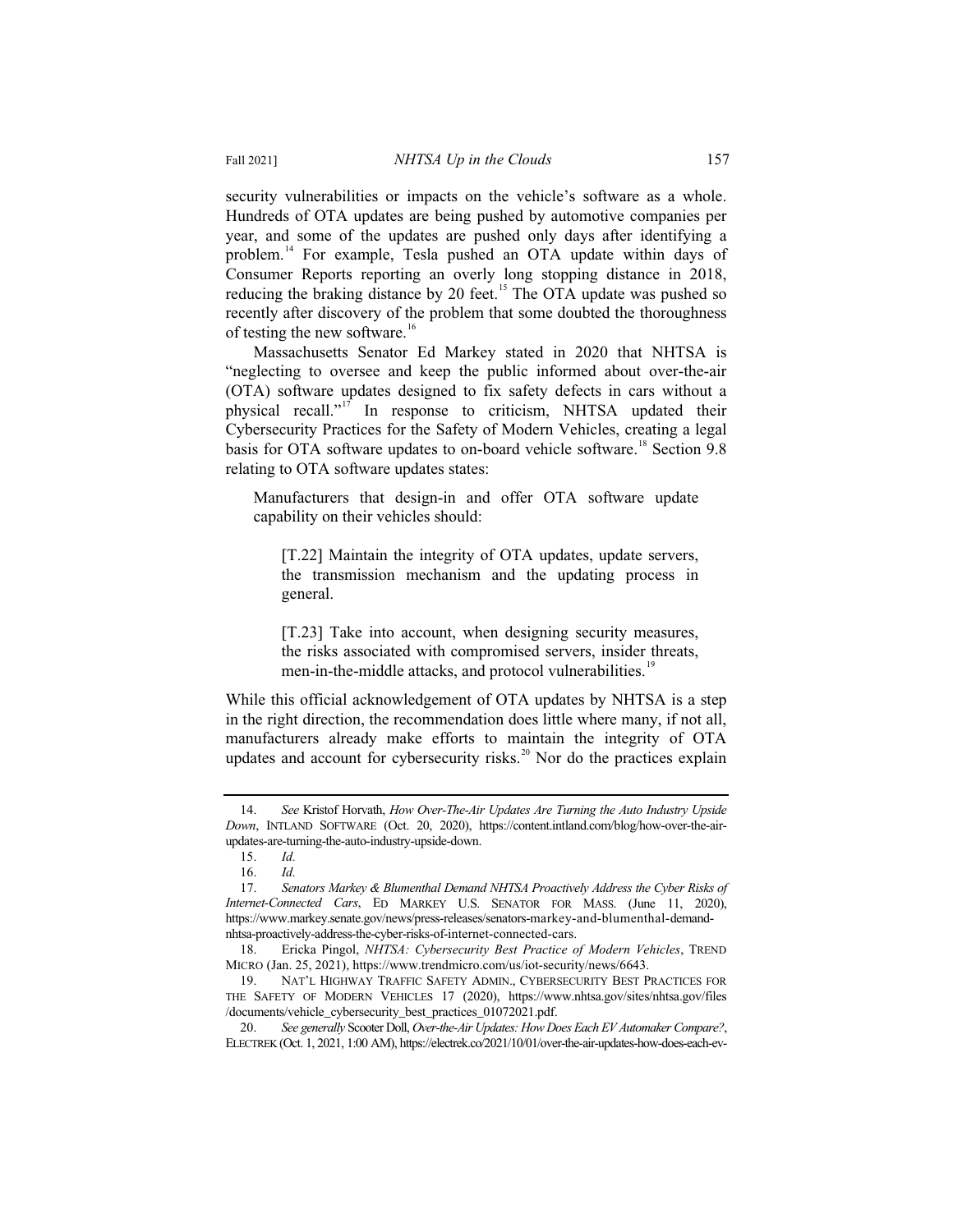security vulnerabilities or impacts on the vehicle's software as a whole. Hundreds of OTA updates are being pushed by automotive companies per year, and some of the updates are pushed only days after identifying a problem.[14] For example, Tesla pushed an OTA update within days of Consumer Reports reporting an overly long stopping distance in 2018, reducing the braking distance by 20 feet.[15] The OTA update was pushed so recently after discovery of the problem that some doubted the thoroughness of testing the new software.[16]

Massachusetts Senator Ed Markey stated in 2020 that NHTSA is "neglecting to oversee and keep the public informed about over-the-air (OTA) software updates designed to fix safety defects in cars without a physical recall."[17] In response to criticism, NHTSA updated their Cybersecurity Practices for the Safety of Modern Vehicles, creating a legal basis for OTA software updates to on-board vehicle software.[18] Section 9.8 relating to OTA software updates states:

> Manufacturers that design-in and offer OTA software update capability on their vehicles should:
>
> > [T.22] Maintain the integrity of OTA updates, update servers, the transmission mechanism and the updating process in general.
> >
> > [T.23] Take into account, when designing security measures, the risks associated with compromised servers, insider threats, men-in-the-middle attacks, and protocol vulnerabilities.[19]

While this official acknowledgement of OTA updates by NHTSA is a step in the right direction, the recommendation does little where many, if not all, manufacturers already make efforts to maintain the integrity of OTA updates and account for cybersecurity risks.[20] Nor do the practices explain

---

14. *See* Kristof Horvath, *How Over-The-Air Updates Are Turning the Auto Industry Upside Down*, INTLAND SOFTWARE (Oct. 20, 2020), https://content.intland.com/blog/how-over-the-air-updates-are-turning-the-auto-industry-upside-down.

15. *Id.*

16. *Id.*

17. *Senators Markey & Blumenthal Demand NHTSA Proactively Address the Cyber Risks of Internet-Connected Cars*, ED MARKEY U.S. SENATOR FOR MASS. (June 11, 2020), https://www.markey.senate.gov/news/press-releases/senators-markey-and-blumenthal-demand-nhtsa-proactively-address-the-cyber-risks-of-internet-connected-cars.

18. Ericka Pingol, *NHTSA: Cybersecurity Best Practice of Modern Vehicles*, TREND MICRO (Jan. 25, 2021), https://www.trendmicro.com/us/iot-security/news/6643.

19. NAT'L HIGHWAY TRAFFIC SAFETY ADMIN., CYBERSECURITY BEST PRACTICES FOR THE SAFETY OF MODERN VEHICLES 17 (2020), https://www.nhtsa.gov/sites/nhtsa.gov/files/documents/vehicle_cybersecurity_best_practices_01072021.pdf.

20. *See generally* Scooter Doll, *Over-the-Air Updates: How Does Each EV Automaker Compare?*, ELECTREK (Oct. 1, 2021, 1:00 AM), https://electrek.co/2021/10/01/over-the-air-updates-how-does-each-ev-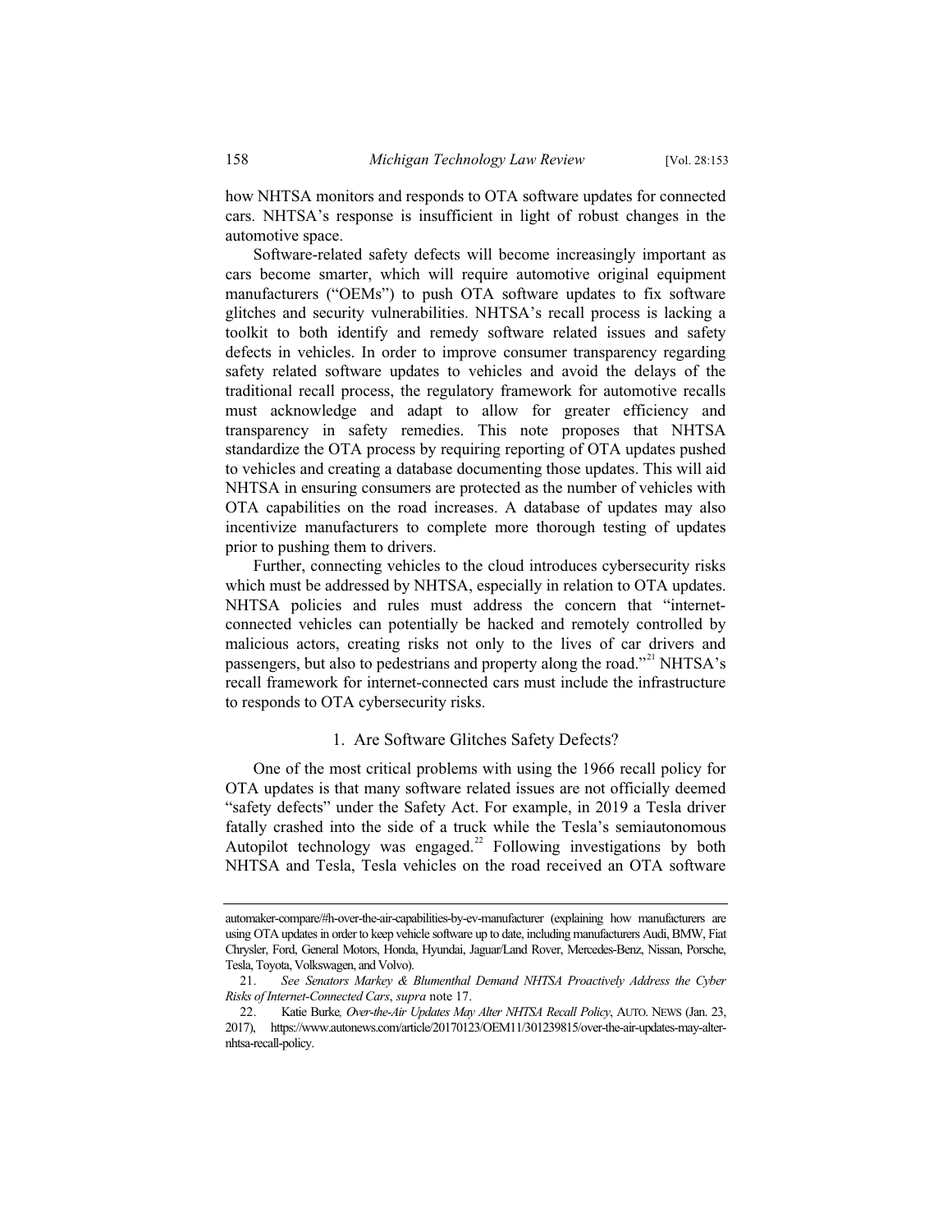how NHTSA monitors and responds to OTA software updates for connected cars. NHTSA's response is insufficient in light of robust changes in the automotive space.

Software-related safety defects will become increasingly important as cars become smarter, which will require automotive original equipment manufacturers ("OEMs") to push OTA software updates to fix software glitches and security vulnerabilities. NHTSA's recall process is lacking a toolkit to both identify and remedy software related issues and safety defects in vehicles. In order to improve consumer transparency regarding safety related software updates to vehicles and avoid the delays of the traditional recall process, the regulatory framework for automotive recalls must acknowledge and adapt to allow for greater efficiency and transparency in safety remedies. This note proposes that NHTSA standardize the OTA process by requiring reporting of OTA updates pushed to vehicles and creating a database documenting those updates. This will aid NHTSA in ensuring consumers are protected as the number of vehicles with OTA capabilities on the road increases. A database of updates may also incentivize manufacturers to complete more thorough testing of updates prior to pushing them to drivers.

Further, connecting vehicles to the cloud introduces cybersecurity risks which must be addressed by NHTSA, especially in relation to OTA updates. NHTSA policies and rules must address the concern that "internet-connected vehicles can potentially be hacked and remotely controlled by malicious actors, creating risks not only to the lives of car drivers and passengers, but also to pedestrians and property along the road."[21] NHTSA's recall framework for internet-connected cars must include the infrastructure to responds to OTA cybersecurity risks.

### 1. Are Software Glitches Safety Defects?

One of the most critical problems with using the 1966 recall policy for OTA updates is that many software related issues are not officially deemed "safety defects" under the Safety Act. For example, in 2019 a Tesla driver fatally crashed into the side of a truck while the Tesla's semiautonomous Autopilot technology was engaged.[22] Following investigations by both NHTSA and Tesla, Tesla vehicles on the road received an OTA software

---

automaker-compare/#h-over-the-air-capabilities-by-ev-manufacturer (explaining how manufacturers are using OTA updates in order to keep vehicle software up to date, including manufacturers Audi, BMW, Fiat Chrysler, Ford, General Motors, Honda, Hyundai, Jaguar/Land Rover, Mercedes-Benz, Nissan, Porsche, Tesla, Toyota, Volkswagen, and Volvo).

21. *See Senators Markey & Blumenthal Demand NHTSA Proactively Address the Cyber Risks of Internet-Connected Cars*, *supra* note 17.

22. Katie Burke, *Over-the-Air Updates May Alter NHTSA Recall Policy*, AUTO. NEWS (Jan. 23, 2017), https://www.autonews.com/article/20170123/OEM11/301239815/over-the-air-updates-may-alter-nhtsa-recall-policy.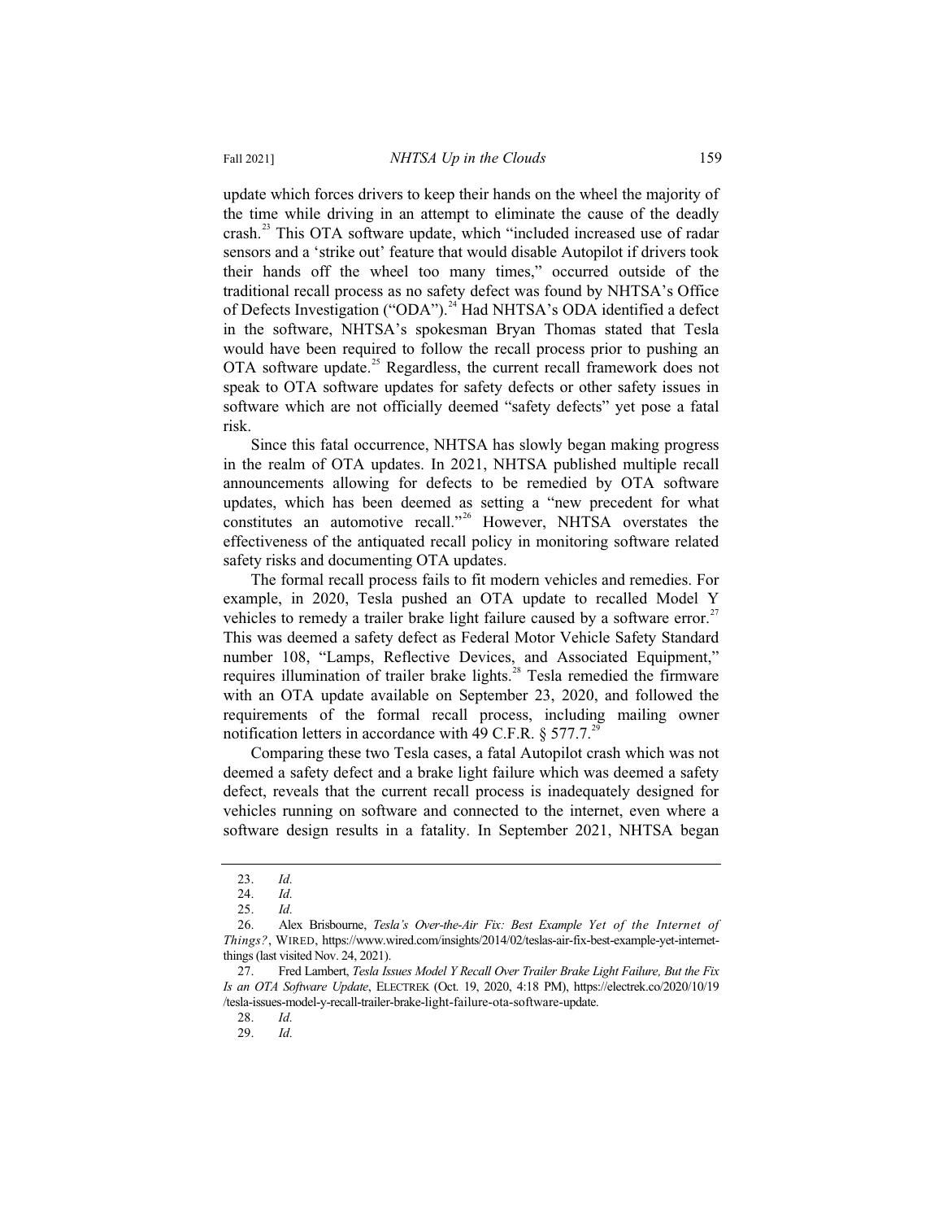update which forces drivers to keep their hands on the wheel the majority of the time while driving in an attempt to eliminate the cause of the deadly crash.[23] This OTA software update, which "included increased use of radar sensors and a 'strike out' feature that would disable Autopilot if drivers took their hands off the wheel too many times," occurred outside of the traditional recall process as no safety defect was found by NHTSA's Office of Defects Investigation ("ODA").[24] Had NHTSA's ODA identified a defect in the software, NHTSA's spokesman Bryan Thomas stated that Tesla would have been required to follow the recall process prior to pushing an OTA software update.[25] Regardless, the current recall framework does not speak to OTA software updates for safety defects or other safety issues in software which are not officially deemed "safety defects" yet pose a fatal risk.

Since this fatal occurrence, NHTSA has slowly began making progress in the realm of OTA updates. In 2021, NHTSA published multiple recall announcements allowing for defects to be remedied by OTA software updates, which has been deemed as setting a "new precedent for what constitutes an automotive recall."[26] However, NHTSA overstates the effectiveness of the antiquated recall policy in monitoring software related safety risks and documenting OTA updates.

The formal recall process fails to fit modern vehicles and remedies. For example, in 2020, Tesla pushed an OTA update to recalled Model Y vehicles to remedy a trailer brake light failure caused by a software error.[27] This was deemed a safety defect as Federal Motor Vehicle Safety Standard number 108, "Lamps, Reflective Devices, and Associated Equipment," requires illumination of trailer brake lights.[28] Tesla remedied the firmware with an OTA update available on September 23, 2020, and followed the requirements of the formal recall process, including mailing owner notification letters in accordance with 49 C.F.R. § 577.7.[29]

Comparing these two Tesla cases, a fatal Autopilot crash which was not deemed a safety defect and a brake light failure which was deemed a safety defect, reveals that the current recall process is inadequately designed for vehicles running on software and connected to the internet, even where a software design results in a fatality. In September 2021, NHTSA began

---

23. *Id.*

24. *Id.*

25. *Id.*

26. Alex Brisbourne, *Tesla's Over-the-Air Fix: Best Example Yet of the Internet of Things?*, WIRED, https://www.wired.com/insights/2014/02/teslas-air-fix-best-example-yet-internet-things (last visited Nov. 24, 2021).

27. Fred Lambert, *Tesla Issues Model Y Recall Over Trailer Brake Light Failure, But the Fix Is an OTA Software Update*, ELECTREK (Oct. 19, 2020, 4:18 PM), https://electrek.co/2020/10/19/tesla-issues-model-y-recall-trailer-brake-light-failure-ota-software-update.

28. *Id.*

29. *Id.*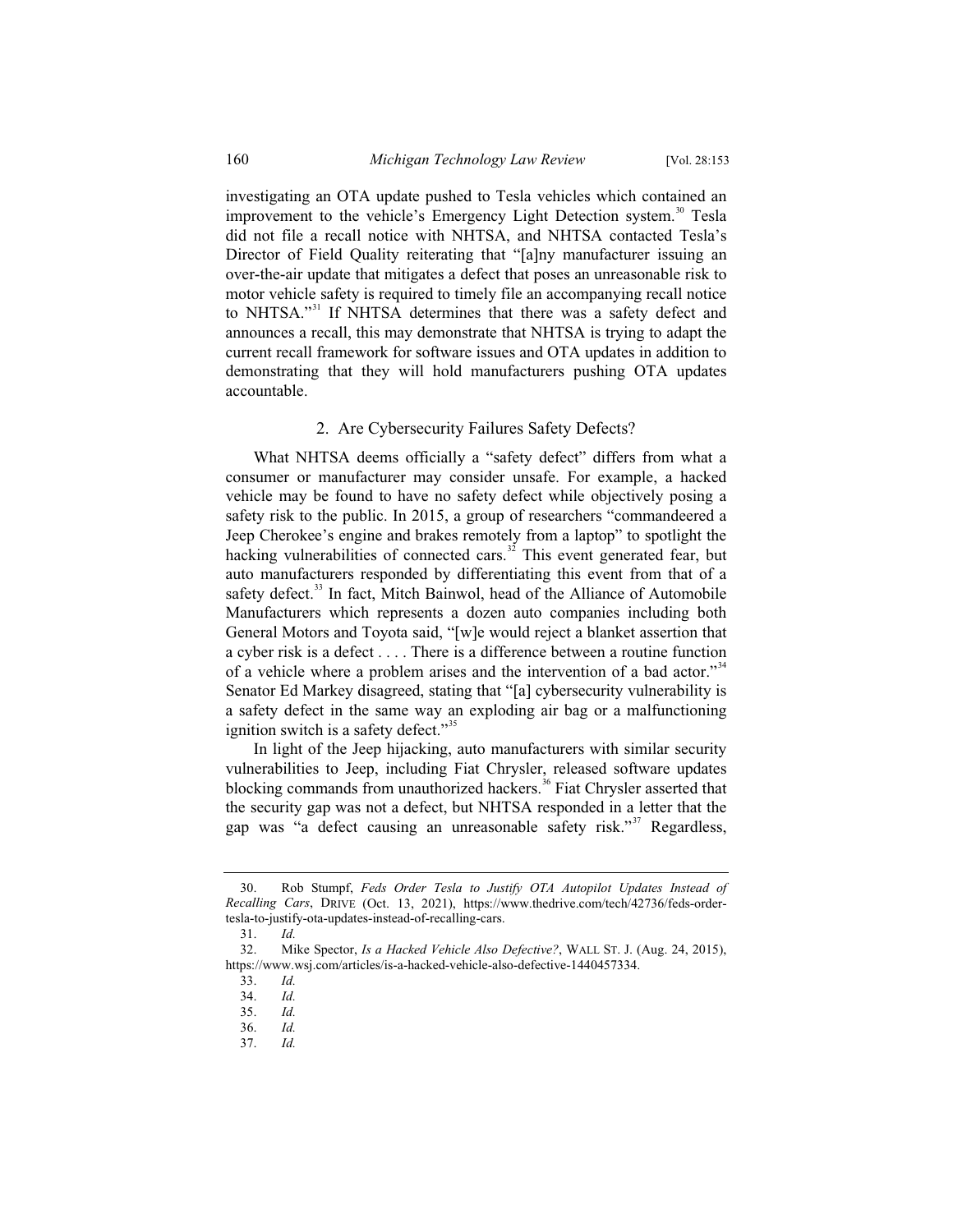investigating an OTA update pushed to Tesla vehicles which contained an improvement to the vehicle's Emergency Light Detection system.[30] Tesla did not file a recall notice with NHTSA, and NHTSA contacted Tesla's Director of Field Quality reiterating that "[a]ny manufacturer issuing an over-the-air update that mitigates a defect that poses an unreasonable risk to motor vehicle safety is required to timely file an accompanying recall notice to NHTSA."[31] If NHTSA determines that there was a safety defect and announces a recall, this may demonstrate that NHTSA is trying to adapt the current recall framework for software issues and OTA updates in addition to demonstrating that they will hold manufacturers pushing OTA updates accountable.

### 2. Are Cybersecurity Failures Safety Defects?

What NHTSA deems officially a "safety defect" differs from what a consumer or manufacturer may consider unsafe. For example, a hacked vehicle may be found to have no safety defect while objectively posing a safety risk to the public. In 2015, a group of researchers "commandeered a Jeep Cherokee's engine and brakes remotely from a laptop" to spotlight the hacking vulnerabilities of connected cars.[32] This event generated fear, but auto manufacturers responded by differentiating this event from that of a safety defect.[33] In fact, Mitch Bainwol, head of the Alliance of Automobile Manufacturers which represents a dozen auto companies including both General Motors and Toyota said, "[w]e would reject a blanket assertion that a cyber risk is a defect . . . . There is a difference between a routine function of a vehicle where a problem arises and the intervention of a bad actor."[34] Senator Ed Markey disagreed, stating that "[a] cybersecurity vulnerability is a safety defect in the same way an exploding air bag or a malfunctioning ignition switch is a safety defect."[35]

In light of the Jeep hijacking, auto manufacturers with similar security vulnerabilities to Jeep, including Fiat Chrysler, released software updates blocking commands from unauthorized hackers.[36] Fiat Chrysler asserted that the security gap was not a defect, but NHTSA responded in a letter that the gap was "a defect causing an unreasonable safety risk."[37] Regardless,

---

30. Rob Stumpf, *Feds Order Tesla to Justify OTA Autopilot Updates Instead of Recalling Cars*, DRIVE (Oct. 13, 2021), https://www.thedrive.com/tech/42736/feds-order-tesla-to-justify-ota-updates-instead-of-recalling-cars.

31. *Id.*

32. Mike Spector, *Is a Hacked Vehicle Also Defective?*, WALL ST. J. (Aug. 24, 2015), https://www.wsj.com/articles/is-a-hacked-vehicle-also-defective-1440457334.

33. *Id.*

34. *Id.*

35. *Id.*

36. *Id.*

37. *Id.*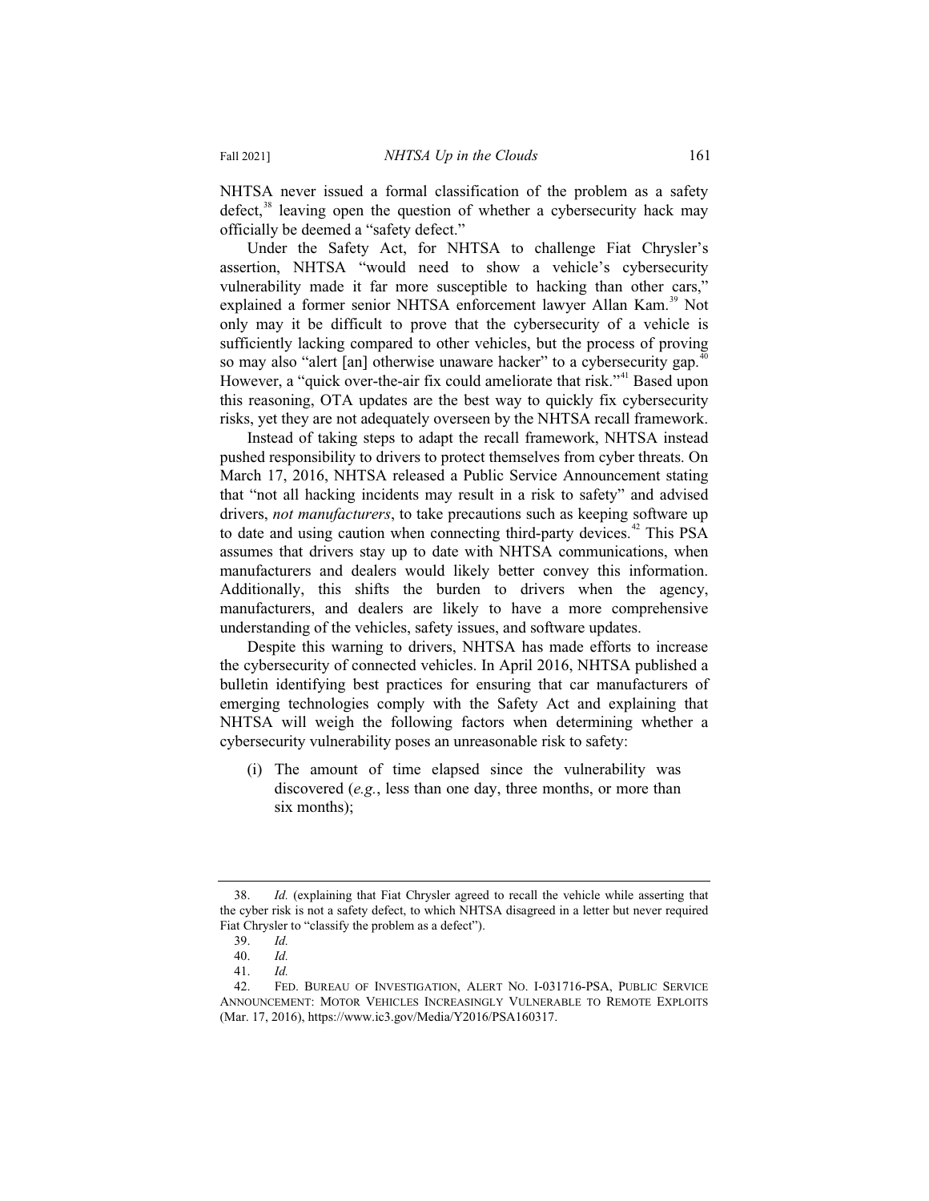NHTSA never issued a formal classification of the problem as a safety defect,[38] leaving open the question of whether a cybersecurity hack may officially be deemed a "safety defect."

Under the Safety Act, for NHTSA to challenge Fiat Chrysler's assertion, NHTSA "would need to show a vehicle's cybersecurity vulnerability made it far more susceptible to hacking than other cars," explained a former senior NHTSA enforcement lawyer Allan Kam.[39] Not only may it be difficult to prove that the cybersecurity of a vehicle is sufficiently lacking compared to other vehicles, but the process of proving so may also "alert [an] otherwise unaware hacker" to a cybersecurity gap.[40] However, a "quick over-the-air fix could ameliorate that risk."[41] Based upon this reasoning, OTA updates are the best way to quickly fix cybersecurity risks, yet they are not adequately overseen by the NHTSA recall framework.

Instead of taking steps to adapt the recall framework, NHTSA instead pushed responsibility to drivers to protect themselves from cyber threats. On March 17, 2016, NHTSA released a Public Service Announcement stating that "not all hacking incidents may result in a risk to safety" and advised drivers, *not manufacturers*, to take precautions such as keeping software up to date and using caution when connecting third-party devices.[42] This PSA assumes that drivers stay up to date with NHTSA communications, when manufacturers and dealers would likely better convey this information. Additionally, this shifts the burden to drivers when the agency, manufacturers, and dealers are likely to have a more comprehensive understanding of the vehicles, safety issues, and software updates.

Despite this warning to drivers, NHTSA has made efforts to increase the cybersecurity of connected vehicles. In April 2016, NHTSA published a bulletin identifying best practices for ensuring that car manufacturers of emerging technologies comply with the Safety Act and explaining that NHTSA will weigh the following factors when determining whether a cybersecurity vulnerability poses an unreasonable risk to safety:

(i) The amount of time elapsed since the vulnerability was discovered (*e.g.*, less than one day, three months, or more than six months);

---

38. *Id.* (explaining that Fiat Chrysler agreed to recall the vehicle while asserting that the cyber risk is not a safety defect, to which NHTSA disagreed in a letter but never required Fiat Chrysler to "classify the problem as a defect").

39. *Id.*

40. *Id.*

41. *Id.*

42. FED. BUREAU OF INVESTIGATION, ALERT NO. I-031716-PSA, PUBLIC SERVICE ANNOUNCEMENT: MOTOR VEHICLES INCREASINGLY VULNERABLE TO REMOTE EXPLOITS (Mar. 17, 2016), https://www.ic3.gov/Media/Y2016/PSA160317.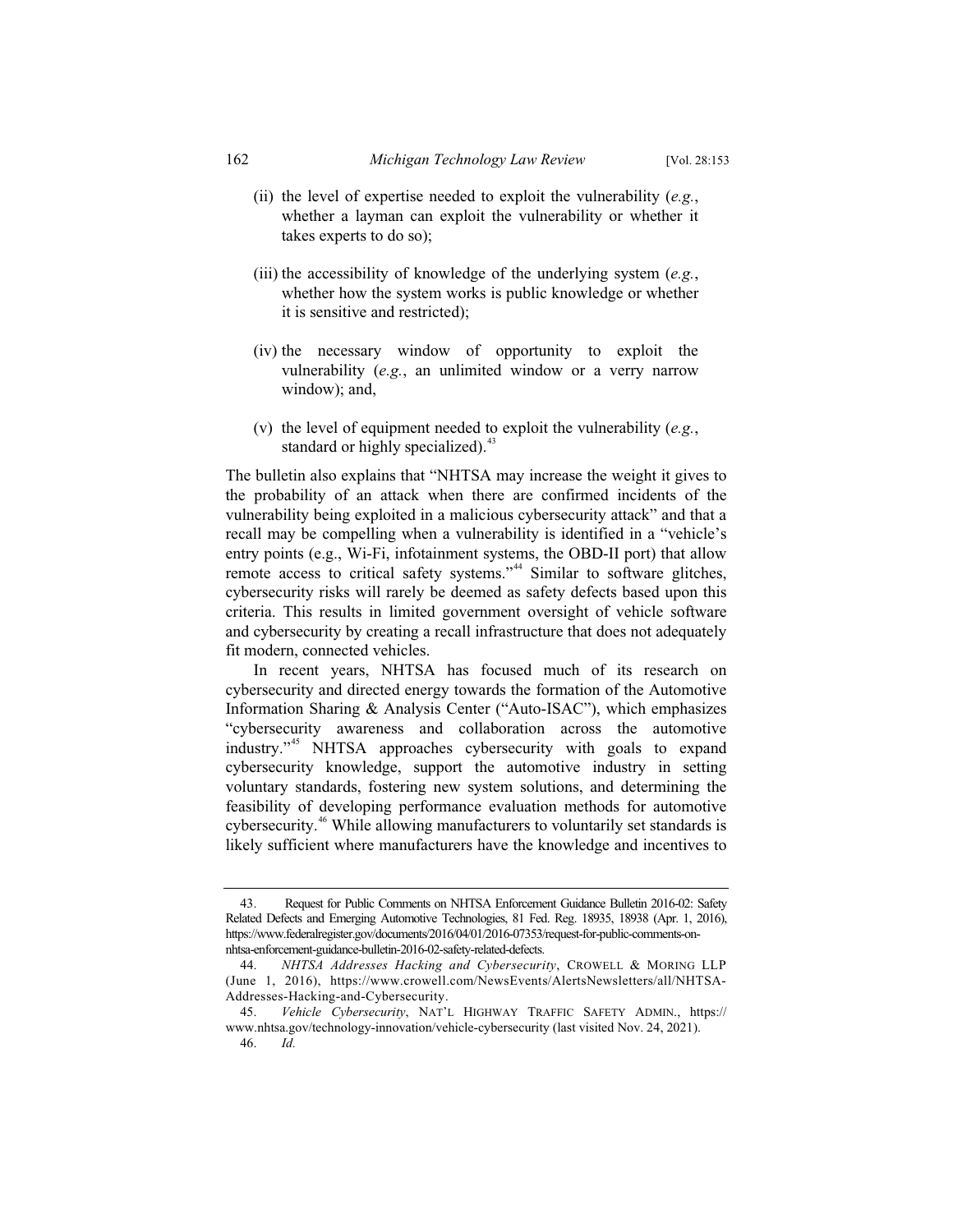(ii) the level of expertise needed to exploit the vulnerability (*e.g.*, whether a layman can exploit the vulnerability or whether it takes experts to do so);

(iii) the accessibility of knowledge of the underlying system (*e.g.*, whether how the system works is public knowledge or whether it is sensitive and restricted);

(iv) the necessary window of opportunity to exploit the vulnerability (*e.g.*, an unlimited window or a verry narrow window); and,

(v) the level of equipment needed to exploit the vulnerability (*e.g.*, standard or highly specialized).[43]

The bulletin also explains that "NHTSA may increase the weight it gives to the probability of an attack when there are confirmed incidents of the vulnerability being exploited in a malicious cybersecurity attack" and that a recall may be compelling when a vulnerability is identified in a "vehicle's entry points (e.g., Wi-Fi, infotainment systems, the OBD-II port) that allow remote access to critical safety systems."[44] Similar to software glitches, cybersecurity risks will rarely be deemed as safety defects based upon this criteria. This results in limited government oversight of vehicle software and cybersecurity by creating a recall infrastructure that does not adequately fit modern, connected vehicles.

In recent years, NHTSA has focused much of its research on cybersecurity and directed energy towards the formation of the Automotive Information Sharing & Analysis Center ("Auto-ISAC"), which emphasizes "cybersecurity awareness and collaboration across the automotive industry."[45] NHTSA approaches cybersecurity with goals to expand cybersecurity knowledge, support the automotive industry in setting voluntary standards, fostering new system solutions, and determining the feasibility of developing performance evaluation methods for automotive cybersecurity.[46] While allowing manufacturers to voluntarily set standards is likely sufficient where manufacturers have the knowledge and incentives to

---

43. Request for Public Comments on NHTSA Enforcement Guidance Bulletin 2016-02: Safety Related Defects and Emerging Automotive Technologies, 81 Fed. Reg. 18935, 18938 (Apr. 1, 2016), https://www.federalregister.gov/documents/2016/04/01/2016-07353/request-for-public-comments-on-nhtsa-enforcement-guidance-bulletin-2016-02-safety-related-defects.

44. *NHTSA Addresses Hacking and Cybersecurity*, CROWELL & MORING LLP (June 1, 2016), https://www.crowell.com/NewsEvents/AlertsNewsletters/all/NHTSA-Addresses-Hacking-and-Cybersecurity.

45. *Vehicle Cybersecurity*, NAT'L HIGHWAY TRAFFIC SAFETY ADMIN., https://www.nhtsa.gov/technology-innovation/vehicle-cybersecurity (last visited Nov. 24, 2021).

46. *Id.*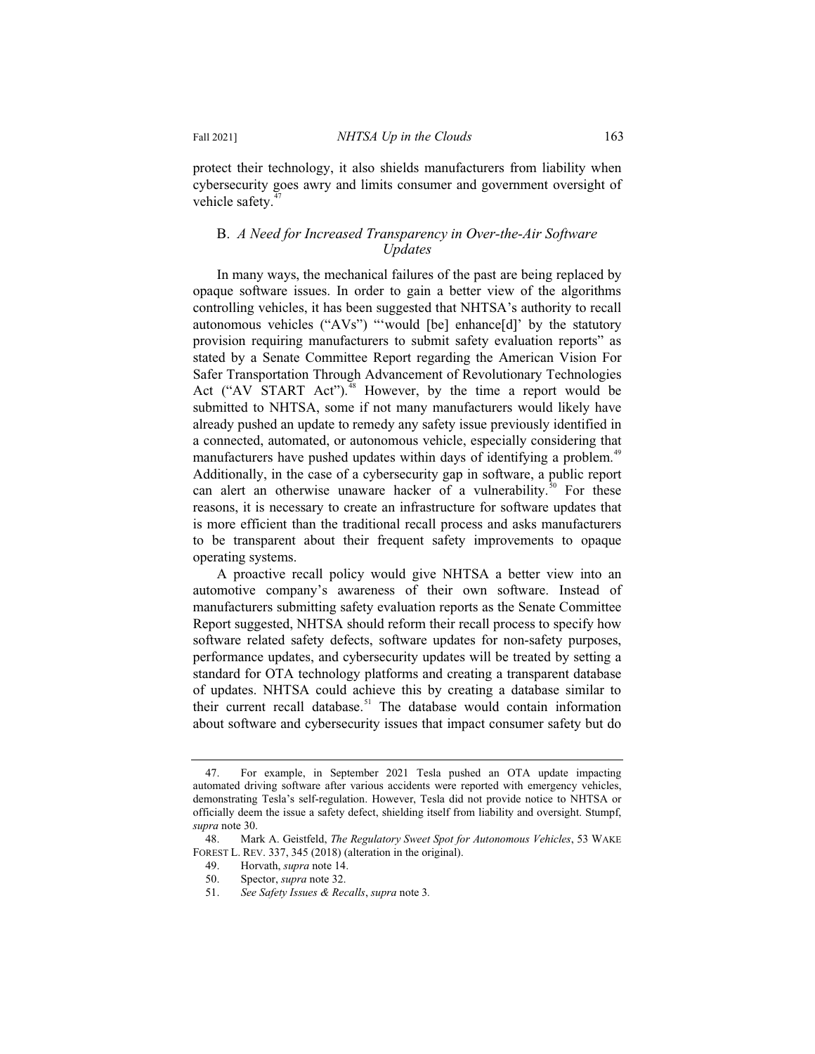protect their technology, it also shields manufacturers from liability when cybersecurity goes awry and limits consumer and government oversight of vehicle safety.[47]

## B. *A Need for Increased Transparency in Over-the-Air Software Updates*

In many ways, the mechanical failures of the past are being replaced by opaque software issues. In order to gain a better view of the algorithms controlling vehicles, it has been suggested that NHTSA's authority to recall autonomous vehicles ("AVs") "'would [be] enhance[d]' by the statutory provision requiring manufacturers to submit safety evaluation reports" as stated by a Senate Committee Report regarding the American Vision For Safer Transportation Through Advancement of Revolutionary Technologies Act ("AV START Act").[48] However, by the time a report would be submitted to NHTSA, some if not many manufacturers would likely have already pushed an update to remedy any safety issue previously identified in a connected, automated, or autonomous vehicle, especially considering that manufacturers have pushed updates within days of identifying a problem.[49] Additionally, in the case of a cybersecurity gap in software, a public report can alert an otherwise unaware hacker of a vulnerability.[50] For these reasons, it is necessary to create an infrastructure for software updates that is more efficient than the traditional recall process and asks manufacturers to be transparent about their frequent safety improvements to opaque operating systems.

A proactive recall policy would give NHTSA a better view into an automotive company's awareness of their own software. Instead of manufacturers submitting safety evaluation reports as the Senate Committee Report suggested, NHTSA should reform their recall process to specify how software related safety defects, software updates for non-safety purposes, performance updates, and cybersecurity updates will be treated by setting a standard for OTA technology platforms and creating a transparent database of updates. NHTSA could achieve this by creating a database similar to their current recall database.[51] The database would contain information about software and cybersecurity issues that impact consumer safety but do

---

47. For example, in September 2021 Tesla pushed an OTA update impacting automated driving software after various accidents were reported with emergency vehicles, demonstrating Tesla's self-regulation. However, Tesla did not provide notice to NHTSA or officially deem the issue a safety defect, shielding itself from liability and oversight. Stumpf, *supra* note 30.

48. Mark A. Geistfeld, *The Regulatory Sweet Spot for Autonomous Vehicles*, 53 WAKE FOREST L. REV. 337, 345 (2018) (alteration in the original).

49. Horvath, *supra* note 14.

50. Spector, *supra* note 32.

51. *See Safety Issues & Recalls*, *supra* note 3.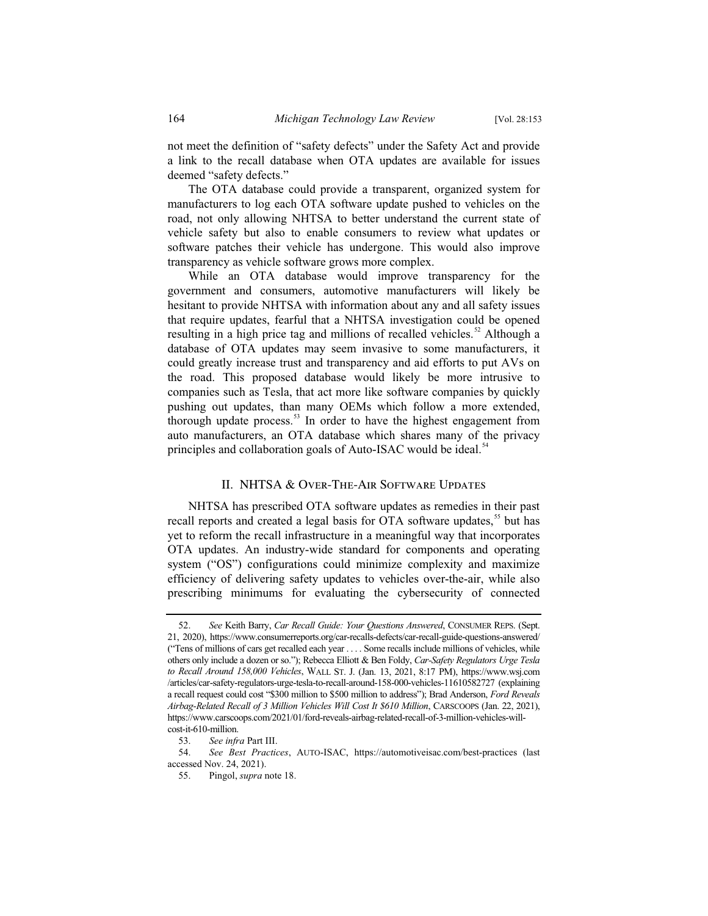not meet the definition of "safety defects" under the Safety Act and provide a link to the recall database when OTA updates are available for issues deemed "safety defects."

The OTA database could provide a transparent, organized system for manufacturers to log each OTA software update pushed to vehicles on the road, not only allowing NHTSA to better understand the current state of vehicle safety but also to enable consumers to review what updates or software patches their vehicle has undergone. This would also improve transparency as vehicle software grows more complex.

While an OTA database would improve transparency for the government and consumers, automotive manufacturers will likely be hesitant to provide NHTSA with information about any and all safety issues that require updates, fearful that a NHTSA investigation could be opened resulting in a high price tag and millions of recalled vehicles.[52] Although a database of OTA updates may seem invasive to some manufacturers, it could greatly increase trust and transparency and aid efforts to put AVs on the road. This proposed database would likely be more intrusive to companies such as Tesla, that act more like software companies by quickly pushing out updates, than many OEMs which follow a more extended, thorough update process.[53] In order to have the highest engagement from auto manufacturers, an OTA database which shares many of the privacy principles and collaboration goals of Auto-ISAC would be ideal.[54]

## II. NHTSA & Over-The-Air Software Updates

NHTSA has prescribed OTA software updates as remedies in their past recall reports and created a legal basis for OTA software updates,[55] but has yet to reform the recall infrastructure in a meaningful way that incorporates OTA updates. An industry-wide standard for components and operating system ("OS") configurations could minimize complexity and maximize efficiency of delivering safety updates to vehicles over-the-air, while also prescribing minimums for evaluating the cybersecurity of connected

---

52. *See* Keith Barry, *Car Recall Guide: Your Questions Answered*, CONSUMER REPS. (Sept. 21, 2020), https://www.consumerreports.org/car-recalls-defects/car-recall-guide-questions-answered/ ("Tens of millions of cars get recalled each year . . . . Some recalls include millions of vehicles, while others only include a dozen or so."); Rebecca Elliott & Ben Foldy, *Car-Safety Regulators Urge Tesla to Recall Around 158,000 Vehicles*, WALL ST. J. (Jan. 13, 2021, 8:17 PM), https://www.wsj.com/articles/car-safety-regulators-urge-tesla-to-recall-around-158-000-vehicles-11610582727 (explaining a recall request could cost "$300 million to $500 million to address"); Brad Anderson, *Ford Reveals Airbag-Related Recall of 3 Million Vehicles Will Cost It $610 Million*, CARSCOOPS (Jan. 22, 2021), https://www.carscoops.com/2021/01/ford-reveals-airbag-related-recall-of-3-million-vehicles-will-cost-it-610-million.

53. *See infra* Part III.

54. *See Best Practices*, AUTO-ISAC, https://automotiveisac.com/best-practices (last accessed Nov. 24, 2021).

55. Pingol, *supra* note 18.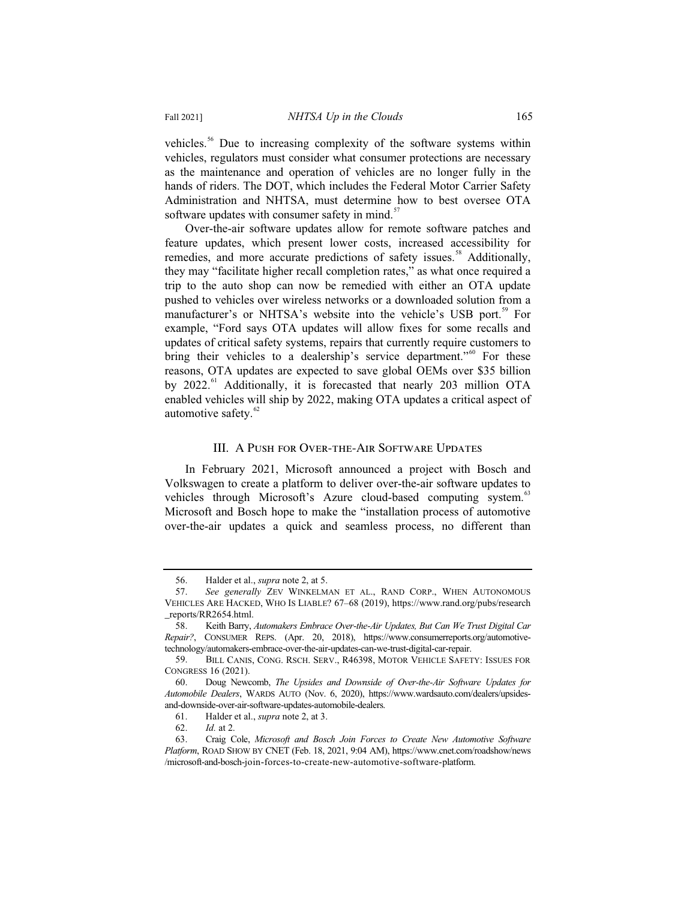vehicles.[56] Due to increasing complexity of the software systems within vehicles, regulators must consider what consumer protections are necessary as the maintenance and operation of vehicles are no longer fully in the hands of riders. The DOT, which includes the Federal Motor Carrier Safety Administration and NHTSA, must determine how to best oversee OTA software updates with consumer safety in mind.[57]

Over-the-air software updates allow for remote software patches and feature updates, which present lower costs, increased accessibility for remedies, and more accurate predictions of safety issues.[58] Additionally, they may "facilitate higher recall completion rates," as what once required a trip to the auto shop can now be remedied with either an OTA update pushed to vehicles over wireless networks or a downloaded solution from a manufacturer's or NHTSA's website into the vehicle's USB port.[59] For example, "Ford says OTA updates will allow fixes for some recalls and updates of critical safety systems, repairs that currently require customers to bring their vehicles to a dealership's service department."[60] For these reasons, OTA updates are expected to save global OEMs over $35 billion by 2022.[61] Additionally, it is forecasted that nearly 203 million OTA enabled vehicles will ship by 2022, making OTA updates a critical aspect of automotive safety.[62]

## III. A Push for Over-the-Air Software Updates

In February 2021, Microsoft announced a project with Bosch and Volkswagen to create a platform to deliver over-the-air software updates to vehicles through Microsoft's Azure cloud-based computing system.[63] Microsoft and Bosch hope to make the "installation process of automotive over-the-air updates a quick and seamless process, no different than

---

56. Halder et al., *supra* note 2, at 5.

57. *See generally* Zev Winkelman et al., Rand Corp., When Autonomous Vehicles Are Hacked, Who Is Liable? 67–68 (2019), https://www.rand.org/pubs/research_reports/RR2654.html.

58. Keith Barry, *Automakers Embrace Over-the-Air Updates, But Can We Trust Digital Car Repair?*, Consumer Reps. (Apr. 20, 2018), https://www.consumerreports.org/automotive-technology/automakers-embrace-over-the-air-updates-can-we-trust-digital-car-repair.

59. Bill Canis, Cong. Rsch. Serv., R46398, Motor Vehicle Safety: Issues for Congress 16 (2021).

60. Doug Newcomb, *The Upsides and Downside of Over-the-Air Software Updates for Automobile Dealers*, Wards Auto (Nov. 6, 2020), https://www.wardsauto.com/dealers/upsides-and-downside-over-air-software-updates-automobile-dealers.

61. Halder et al., *supra* note 2, at 3.

62. *Id.* at 2.

63. Craig Cole, *Microsoft and Bosch Join Forces to Create New Automotive Software Platform*, Road Show by CNET (Feb. 18, 2021, 9:04 AM), https://www.cnet.com/roadshow/news/microsoft-and-bosch-join-forces-to-create-new-automotive-software-platform.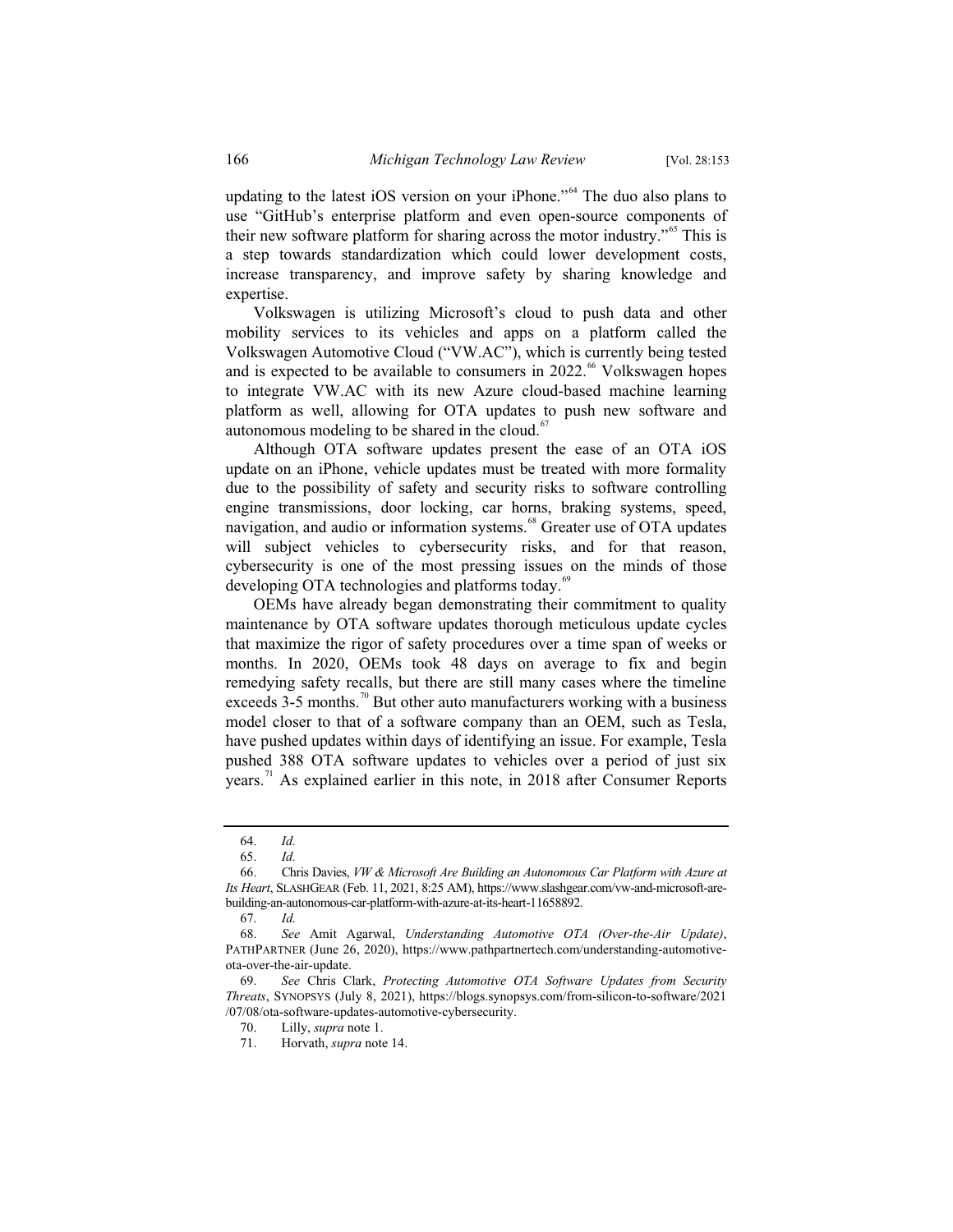updating to the latest iOS version on your iPhone."[64] The duo also plans to use "GitHub's enterprise platform and even open-source components of their new software platform for sharing across the motor industry."[65] This is a step towards standardization which could lower development costs, increase transparency, and improve safety by sharing knowledge and expertise.

Volkswagen is utilizing Microsoft's cloud to push data and other mobility services to its vehicles and apps on a platform called the Volkswagen Automotive Cloud ("VW.AC"), which is currently being tested and is expected to be available to consumers in 2022.[66] Volkswagen hopes to integrate VW.AC with its new Azure cloud-based machine learning platform as well, allowing for OTA updates to push new software and autonomous modeling to be shared in the cloud.[67]

Although OTA software updates present the ease of an OTA iOS update on an iPhone, vehicle updates must be treated with more formality due to the possibility of safety and security risks to software controlling engine transmissions, door locking, car horns, braking systems, speed, navigation, and audio or information systems.[68] Greater use of OTA updates will subject vehicles to cybersecurity risks, and for that reason, cybersecurity is one of the most pressing issues on the minds of those developing OTA technologies and platforms today.[69]

OEMs have already began demonstrating their commitment to quality maintenance by OTA software updates thorough meticulous update cycles that maximize the rigor of safety procedures over a time span of weeks or months. In 2020, OEMs took 48 days on average to fix and begin remedying safety recalls, but there are still many cases where the timeline exceeds 3-5 months.[70] But other auto manufacturers working with a business model closer to that of a software company than an OEM, such as Tesla, have pushed updates within days of identifying an issue. For example, Tesla pushed 388 OTA software updates to vehicles over a period of just six years.[71] As explained earlier in this note, in 2018 after Consumer Reports

---

64. *Id.*

65. *Id.*

66. Chris Davies, *VW & Microsoft Are Building an Autonomous Car Platform with Azure at Its Heart*, SLASHGEAR (Feb. 11, 2021, 8:25 AM), https://www.slashgear.com/vw-and-microsoft-are-building-an-autonomous-car-platform-with-azure-at-its-heart-11658892.

67. *Id.*

68. *See* Amit Agarwal, *Understanding Automotive OTA (Over-the-Air Update)*, PATHPARTNER (June 26, 2020), https://www.pathpartnertech.com/understanding-automotive-ota-over-the-air-update.

69. *See* Chris Clark, *Protecting Automotive OTA Software Updates from Security Threats*, SYNOPSYS (July 8, 2021), https://blogs.synopsys.com/from-silicon-to-software/2021/07/08/ota-software-updates-automotive-cybersecurity.

70. Lilly, *supra* note 1.

71. Horvath, *supra* note 14.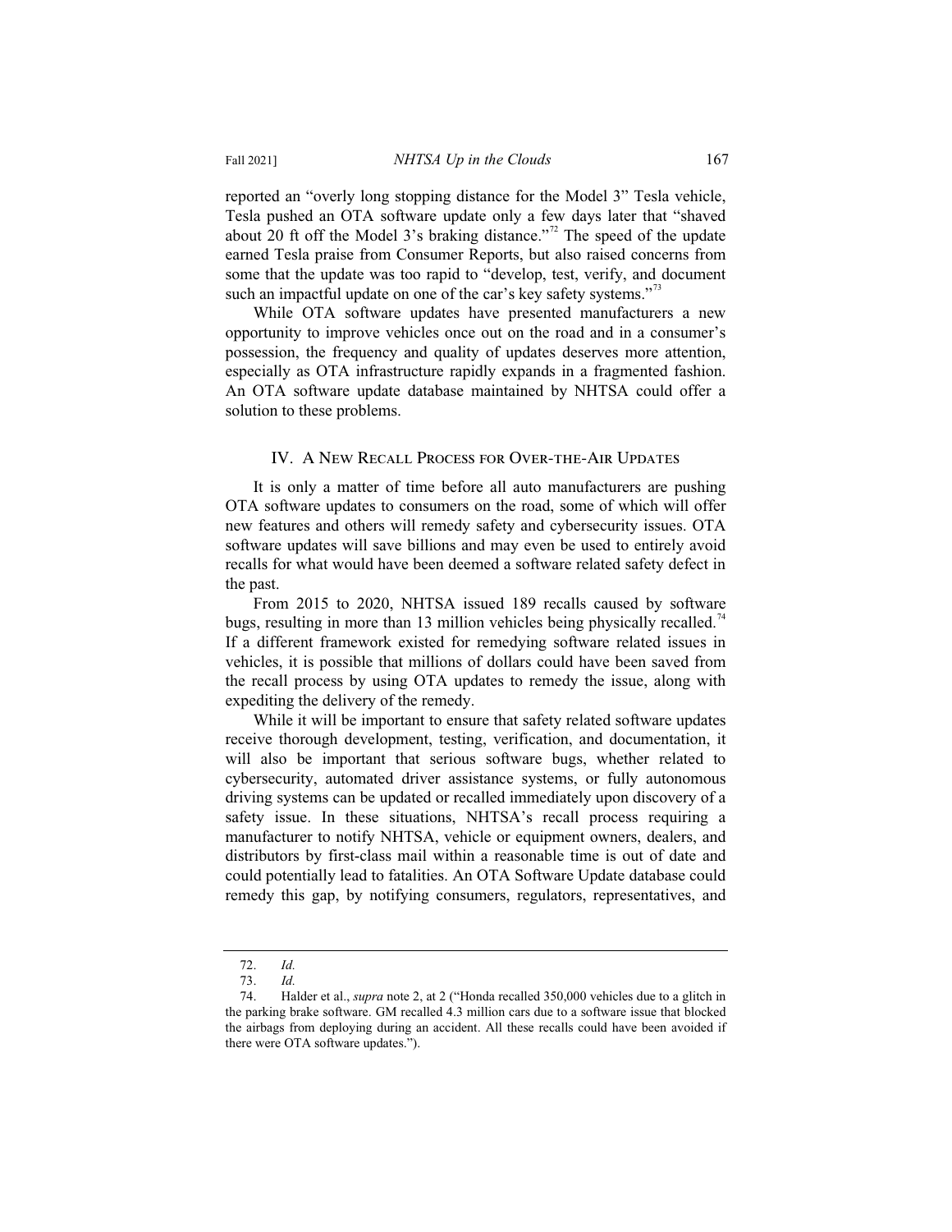reported an "overly long stopping distance for the Model 3" Tesla vehicle, Tesla pushed an OTA software update only a few days later that "shaved about 20 ft off the Model 3's braking distance."[72] The speed of the update earned Tesla praise from Consumer Reports, but also raised concerns from some that the update was too rapid to "develop, test, verify, and document such an impactful update on one of the car's key safety systems."[73]

While OTA software updates have presented manufacturers a new opportunity to improve vehicles once out on the road and in a consumer's possession, the frequency and quality of updates deserves more attention, especially as OTA infrastructure rapidly expands in a fragmented fashion. An OTA software update database maintained by NHTSA could offer a solution to these problems.

## IV. A New Recall Process for Over-the-Air Updates

It is only a matter of time before all auto manufacturers are pushing OTA software updates to consumers on the road, some of which will offer new features and others will remedy safety and cybersecurity issues. OTA software updates will save billions and may even be used to entirely avoid recalls for what would have been deemed a software related safety defect in the past.

From 2015 to 2020, NHTSA issued 189 recalls caused by software bugs, resulting in more than 13 million vehicles being physically recalled.[74] If a different framework existed for remedying software related issues in vehicles, it is possible that millions of dollars could have been saved from the recall process by using OTA updates to remedy the issue, along with expediting the delivery of the remedy.

While it will be important to ensure that safety related software updates receive thorough development, testing, verification, and documentation, it will also be important that serious software bugs, whether related to cybersecurity, automated driver assistance systems, or fully autonomous driving systems can be updated or recalled immediately upon discovery of a safety issue. In these situations, NHTSA's recall process requiring a manufacturer to notify NHTSA, vehicle or equipment owners, dealers, and distributors by first-class mail within a reasonable time is out of date and could potentially lead to fatalities. An OTA Software Update database could remedy this gap, by notifying consumers, regulators, representatives, and

---

72. *Id.*

73. *Id.*

74. Halder et al., *supra* note 2, at 2 ("Honda recalled 350,000 vehicles due to a glitch in the parking brake software. GM recalled 4.3 million cars due to a software issue that blocked the airbags from deploying during an accident. All these recalls could have been avoided if there were OTA software updates.").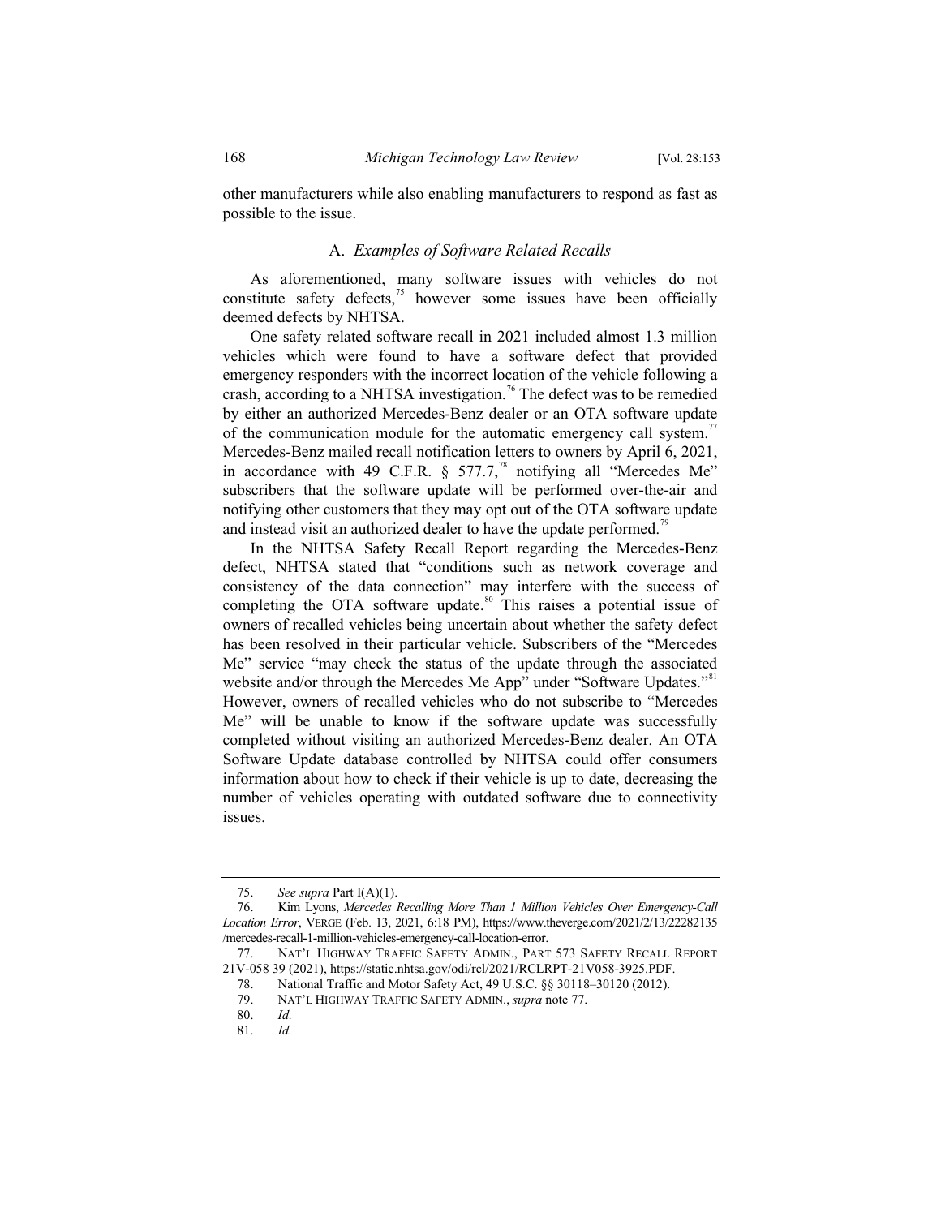other manufacturers while also enabling manufacturers to respond as fast as possible to the issue.

### A. *Examples of Software Related Recalls*

As aforementioned, many software issues with vehicles do not constitute safety defects,[75] however some issues have been officially deemed defects by NHTSA.

One safety related software recall in 2021 included almost 1.3 million vehicles which were found to have a software defect that provided emergency responders with the incorrect location of the vehicle following a crash, according to a NHTSA investigation.[76] The defect was to be remedied by either an authorized Mercedes-Benz dealer or an OTA software update of the communication module for the automatic emergency call system.[77] Mercedes-Benz mailed recall notification letters to owners by April 6, 2021, in accordance with 49 C.F.R. § 577.7,[78] notifying all "Mercedes Me" subscribers that the software update will be performed over-the-air and notifying other customers that they may opt out of the OTA software update and instead visit an authorized dealer to have the update performed.[79]

In the NHTSA Safety Recall Report regarding the Mercedes-Benz defect, NHTSA stated that "conditions such as network coverage and consistency of the data connection" may interfere with the success of completing the OTA software update.[80] This raises a potential issue of owners of recalled vehicles being uncertain about whether the safety defect has been resolved in their particular vehicle. Subscribers of the "Mercedes Me" service "may check the status of the update through the associated website and/or through the Mercedes Me App" under "Software Updates."[81] However, owners of recalled vehicles who do not subscribe to "Mercedes Me" will be unable to know if the software update was successfully completed without visiting an authorized Mercedes-Benz dealer. An OTA Software Update database controlled by NHTSA could offer consumers information about how to check if their vehicle is up to date, decreasing the number of vehicles operating with outdated software due to connectivity issues.

---

75. *See supra* Part I(A)(1).

76. Kim Lyons, *Mercedes Recalling More Than 1 Million Vehicles Over Emergency-Call Location Error*, VERGE (Feb. 13, 2021, 6:18 PM), https://www.theverge.com/2021/2/13/22282135/mercedes-recall-1-million-vehicles-emergency-call-location-error.

77. NAT'L HIGHWAY TRAFFIC SAFETY ADMIN., PART 573 SAFETY RECALL REPORT 21V-058 39 (2021), https://static.nhtsa.gov/odi/rcl/2021/RCLRPT-21V058-3925.PDF.

78. National Traffic and Motor Safety Act, 49 U.S.C. §§ 30118–30120 (2012).

79. NAT'L HIGHWAY TRAFFIC SAFETY ADMIN., *supra* note 77.

80. *Id.*

81. *Id.*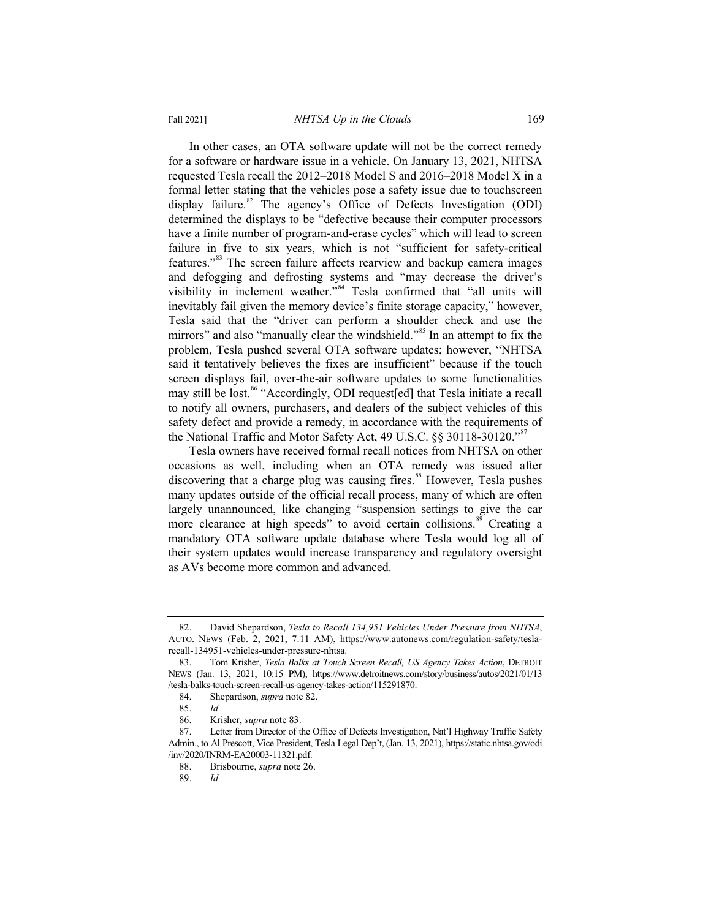In other cases, an OTA software update will not be the correct remedy for a software or hardware issue in a vehicle. On January 13, 2021, NHTSA requested Tesla recall the 2012–2018 Model S and 2016–2018 Model X in a formal letter stating that the vehicles pose a safety issue due to touchscreen display failure.[82] The agency's Office of Defects Investigation (ODI) determined the displays to be "defective because their computer processors have a finite number of program-and-erase cycles" which will lead to screen failure in five to six years, which is not "sufficient for safety-critical features."[83] The screen failure affects rearview and backup camera images and defogging and defrosting systems and "may decrease the driver's visibility in inclement weather."[84] Tesla confirmed that "all units will inevitably fail given the memory device's finite storage capacity," however, Tesla said that the "driver can perform a shoulder check and use the mirrors" and also "manually clear the windshield."[85] In an attempt to fix the problem, Tesla pushed several OTA software updates; however, "NHTSA said it tentatively believes the fixes are insufficient" because if the touch screen displays fail, over-the-air software updates to some functionalities may still be lost.[86] "Accordingly, ODI request[ed] that Tesla initiate a recall to notify all owners, purchasers, and dealers of the subject vehicles of this safety defect and provide a remedy, in accordance with the requirements of the National Traffic and Motor Safety Act, 49 U.S.C. §§ 30118-30120."[87]

Tesla owners have received formal recall notices from NHTSA on other occasions as well, including when an OTA remedy was issued after discovering that a charge plug was causing fires.[88] However, Tesla pushes many updates outside of the official recall process, many of which are often largely unannounced, like changing "suspension settings to give the car more clearance at high speeds" to avoid certain collisions.[89] Creating a mandatory OTA software update database where Tesla would log all of their system updates would increase transparency and regulatory oversight as AVs become more common and advanced.

---

82. David Shepardson, *Tesla to Recall 134,951 Vehicles Under Pressure from NHTSA*, AUTO. NEWS (Feb. 2, 2021, 7:11 AM), https://www.autonews.com/regulation-safety/tesla-recall-134951-vehicles-under-pressure-nhtsa.

83. Tom Krisher, *Tesla Balks at Touch Screen Recall, US Agency Takes Action*, DETROIT NEWS (Jan. 13, 2021, 10:15 PM), https://www.detroitnews.com/story/business/autos/2021/01/13/tesla-balks-touch-screen-recall-us-agency-takes-action/115291870.

84. Shepardson, *supra* note 82.

85. *Id.*

86. Krisher, *supra* note 83.

87. Letter from Director of the Office of Defects Investigation, Nat'l Highway Traffic Safety Admin., to Al Prescott, Vice President, Tesla Legal Dep't, (Jan. 13, 2021), https://static.nhtsa.gov/odi/inv/2020/INRM-EA20003-11321.pdf.

88. Brisbourne, *supra* note 26.

89. *Id.*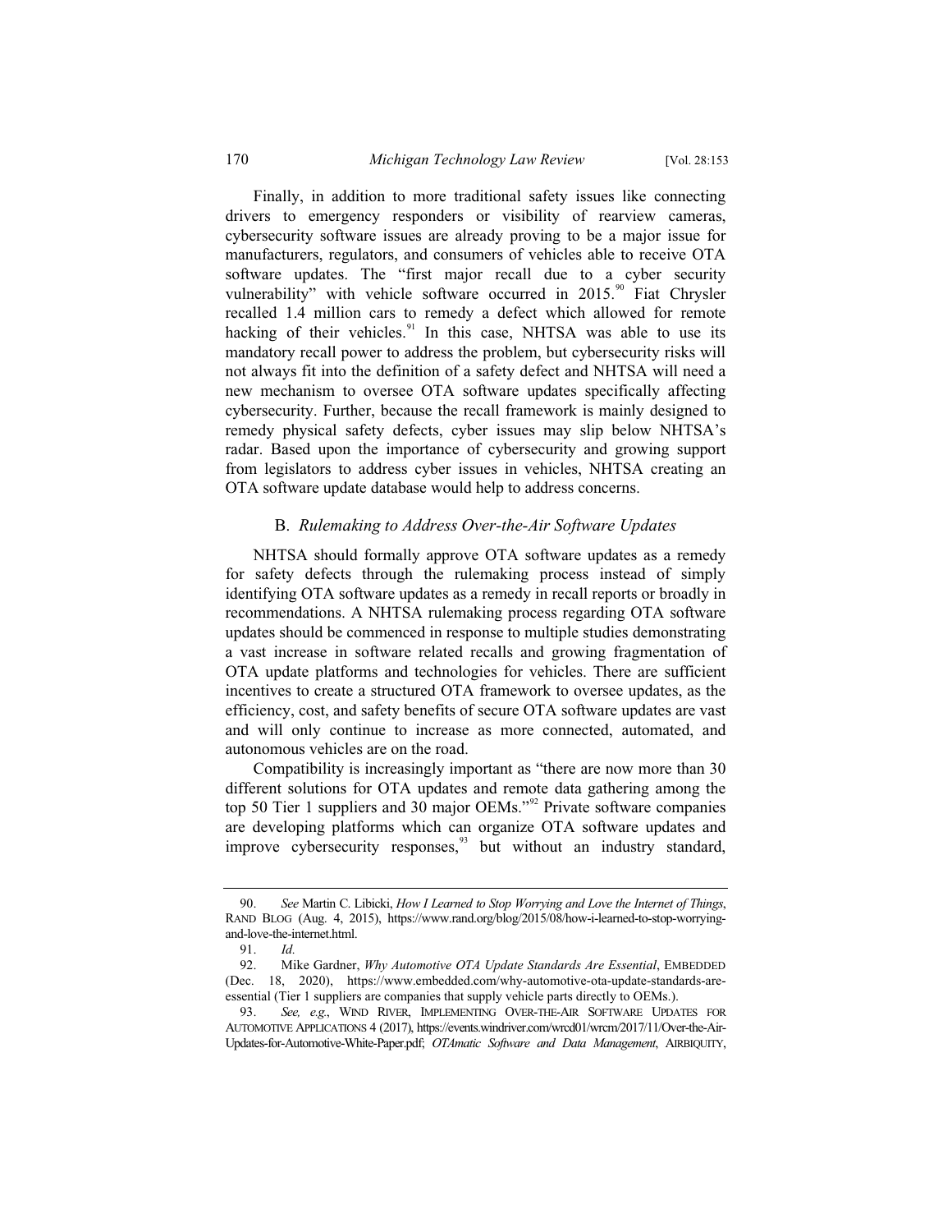Finally, in addition to more traditional safety issues like connecting drivers to emergency responders or visibility of rearview cameras, cybersecurity software issues are already proving to be a major issue for manufacturers, regulators, and consumers of vehicles able to receive OTA software updates. The "first major recall due to a cyber security vulnerability" with vehicle software occurred in 2015.[90] Fiat Chrysler recalled 1.4 million cars to remedy a defect which allowed for remote hacking of their vehicles.[91] In this case, NHTSA was able to use its mandatory recall power to address the problem, but cybersecurity risks will not always fit into the definition of a safety defect and NHTSA will need a new mechanism to oversee OTA software updates specifically affecting cybersecurity. Further, because the recall framework is mainly designed to remedy physical safety defects, cyber issues may slip below NHTSA's radar. Based upon the importance of cybersecurity and growing support from legislators to address cyber issues in vehicles, NHTSA creating an OTA software update database would help to address concerns.

### B. *Rulemaking to Address Over-the-Air Software Updates*

NHTSA should formally approve OTA software updates as a remedy for safety defects through the rulemaking process instead of simply identifying OTA software updates as a remedy in recall reports or broadly in recommendations. A NHTSA rulemaking process regarding OTA software updates should be commenced in response to multiple studies demonstrating a vast increase in software related recalls and growing fragmentation of OTA update platforms and technologies for vehicles. There are sufficient incentives to create a structured OTA framework to oversee updates, as the efficiency, cost, and safety benefits of secure OTA software updates are vast and will only continue to increase as more connected, automated, and autonomous vehicles are on the road.

Compatibility is increasingly important as "there are now more than 30 different solutions for OTA updates and remote data gathering among the top 50 Tier 1 suppliers and 30 major OEMs."[92] Private software companies are developing platforms which can organize OTA software updates and improve cybersecurity responses,[93] but without an industry standard,

---

90. *See* Martin C. Libicki, *How I Learned to Stop Worrying and Love the Internet of Things*, RAND BLOG (Aug. 4, 2015), https://www.rand.org/blog/2015/08/how-i-learned-to-stop-worrying-and-love-the-internet.html.

91. *Id.*

92. Mike Gardner, *Why Automotive OTA Update Standards Are Essential*, EMBEDDED (Dec. 18, 2020), https://www.embedded.com/why-automotive-ota-update-standards-are-essential (Tier 1 suppliers are companies that supply vehicle parts directly to OEMs.).

93. *See, e.g.*, WIND RIVER, IMPLEMENTING OVER-THE-AIR SOFTWARE UPDATES FOR AUTOMOTIVE APPLICATIONS 4 (2017), https://events.windriver.com/wrcd01/wrcm/2017/11/Over-the-Air-Updates-for-Automotive-White-Paper.pdf; *OTAmatic Software and Data Management*, AIRBIQUITY,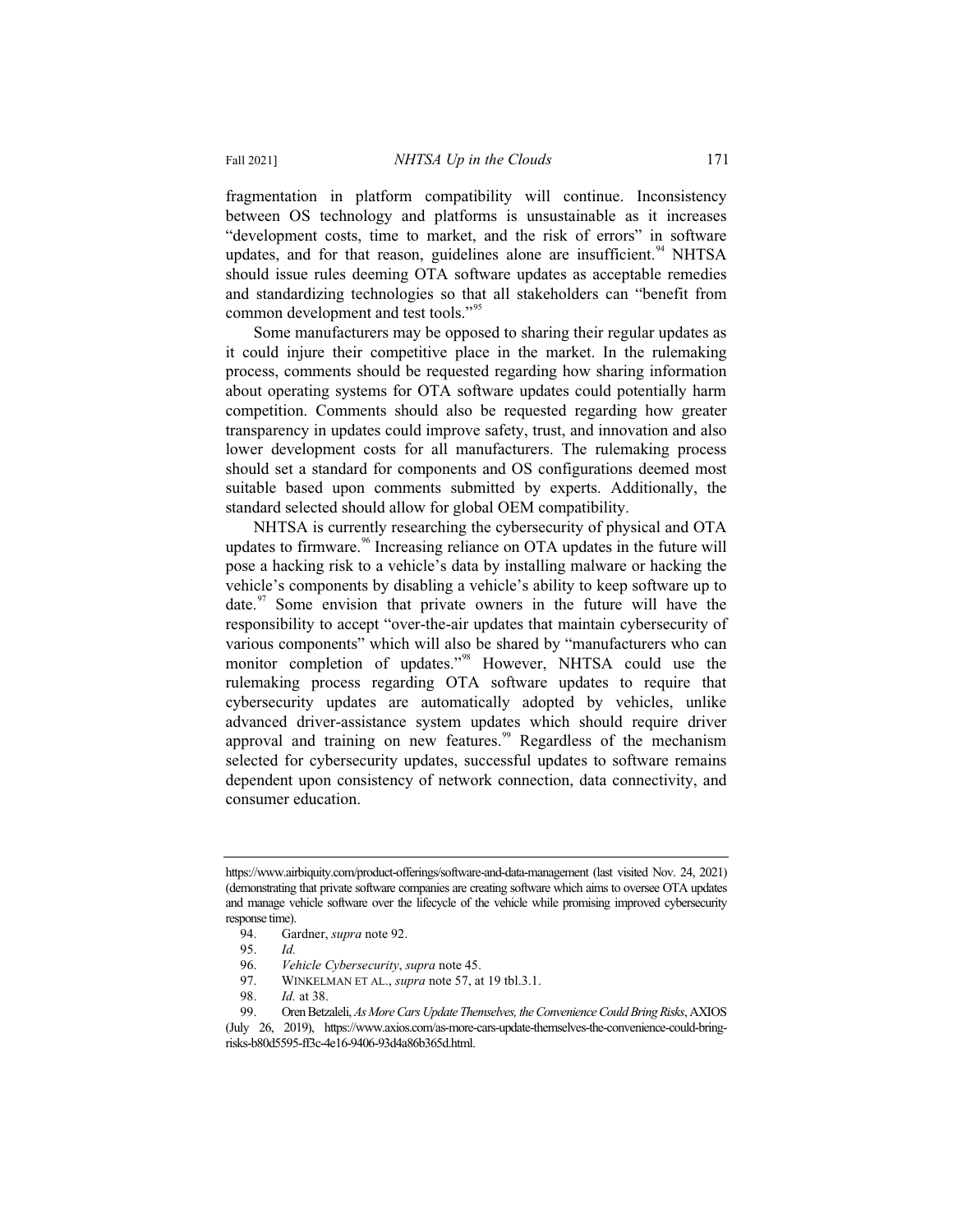fragmentation in platform compatibility will continue. Inconsistency between OS technology and platforms is unsustainable as it increases "development costs, time to market, and the risk of errors" in software updates, and for that reason, guidelines alone are insufficient.[94] NHTSA should issue rules deeming OTA software updates as acceptable remedies and standardizing technologies so that all stakeholders can "benefit from common development and test tools."[95]

Some manufacturers may be opposed to sharing their regular updates as it could injure their competitive place in the market. In the rulemaking process, comments should be requested regarding how sharing information about operating systems for OTA software updates could potentially harm competition. Comments should also be requested regarding how greater transparency in updates could improve safety, trust, and innovation and also lower development costs for all manufacturers. The rulemaking process should set a standard for components and OS configurations deemed most suitable based upon comments submitted by experts. Additionally, the standard selected should allow for global OEM compatibility.

NHTSA is currently researching the cybersecurity of physical and OTA updates to firmware.[96] Increasing reliance on OTA updates in the future will pose a hacking risk to a vehicle's data by installing malware or hacking the vehicle's components by disabling a vehicle's ability to keep software up to date.[97] Some envision that private owners in the future will have the responsibility to accept "over-the-air updates that maintain cybersecurity of various components" which will also be shared by "manufacturers who can monitor completion of updates."[98] However, NHTSA could use the rulemaking process regarding OTA software updates to require that cybersecurity updates are automatically adopted by vehicles, unlike advanced driver-assistance system updates which should require driver approval and training on new features.[99] Regardless of the mechanism selected for cybersecurity updates, successful updates to software remains dependent upon consistency of network connection, data connectivity, and consumer education.

---

https://www.airbiquity.com/product-offerings/software-and-data-management (last visited Nov. 24, 2021) (demonstrating that private software companies are creating software which aims to oversee OTA updates and manage vehicle software over the lifecycle of the vehicle while promising improved cybersecurity response time).

94. Gardner, *supra* note 92.

95. *Id.*

96. *Vehicle Cybersecurity*, *supra* note 45.

97. WINKELMAN ET AL., *supra* note 57, at 19 tbl.3.1.

98. *Id.* at 38.

99. Oren Betzaleli, *As More Cars Update Themselves, the Convenience Could Bring Risks*, AXIOS (July 26, 2019), https://www.axios.com/as-more-cars-update-themselves-the-convenience-could-bring-risks-b80d5595-ff3c-4e16-9406-93d4a86b365d.html.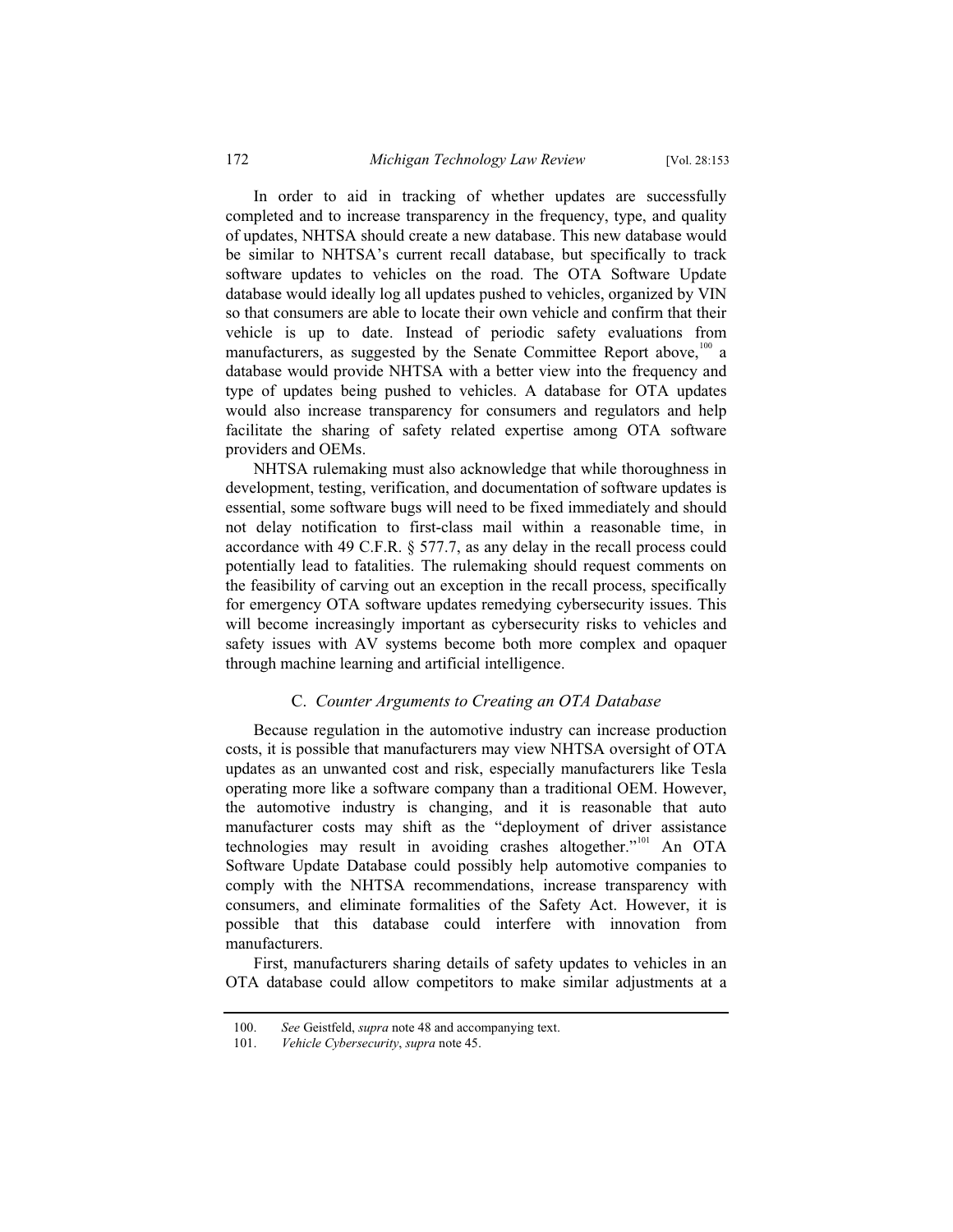In order to aid in tracking of whether updates are successfully completed and to increase transparency in the frequency, type, and quality of updates, NHTSA should create a new database. This new database would be similar to NHTSA's current recall database, but specifically to track software updates to vehicles on the road. The OTA Software Update database would ideally log all updates pushed to vehicles, organized by VIN so that consumers are able to locate their own vehicle and confirm that their vehicle is up to date. Instead of periodic safety evaluations from manufacturers, as suggested by the Senate Committee Report above,[100] a database would provide NHTSA with a better view into the frequency and type of updates being pushed to vehicles. A database for OTA updates would also increase transparency for consumers and regulators and help facilitate the sharing of safety related expertise among OTA software providers and OEMs.

NHTSA rulemaking must also acknowledge that while thoroughness in development, testing, verification, and documentation of software updates is essential, some software bugs will need to be fixed immediately and should not delay notification to first-class mail within a reasonable time, in accordance with 49 C.F.R. § 577.7, as any delay in the recall process could potentially lead to fatalities. The rulemaking should request comments on the feasibility of carving out an exception in the recall process, specifically for emergency OTA software updates remedying cybersecurity issues. This will become increasingly important as cybersecurity risks to vehicles and safety issues with AV systems become both more complex and opaquer through machine learning and artificial intelligence.

### C. *Counter Arguments to Creating an OTA Database*

Because regulation in the automotive industry can increase production costs, it is possible that manufacturers may view NHTSA oversight of OTA updates as an unwanted cost and risk, especially manufacturers like Tesla operating more like a software company than a traditional OEM. However, the automotive industry is changing, and it is reasonable that auto manufacturer costs may shift as the "deployment of driver assistance technologies may result in avoiding crashes altogether."[101] An OTA Software Update Database could possibly help automotive companies to comply with the NHTSA recommendations, increase transparency with consumers, and eliminate formalities of the Safety Act. However, it is possible that this database could interfere with innovation from manufacturers.

First, manufacturers sharing details of safety updates to vehicles in an OTA database could allow competitors to make similar adjustments at a

---

100. *See* Geistfeld, *supra* note 48 and accompanying text.

101. *Vehicle Cybersecurity*, *supra* note 45.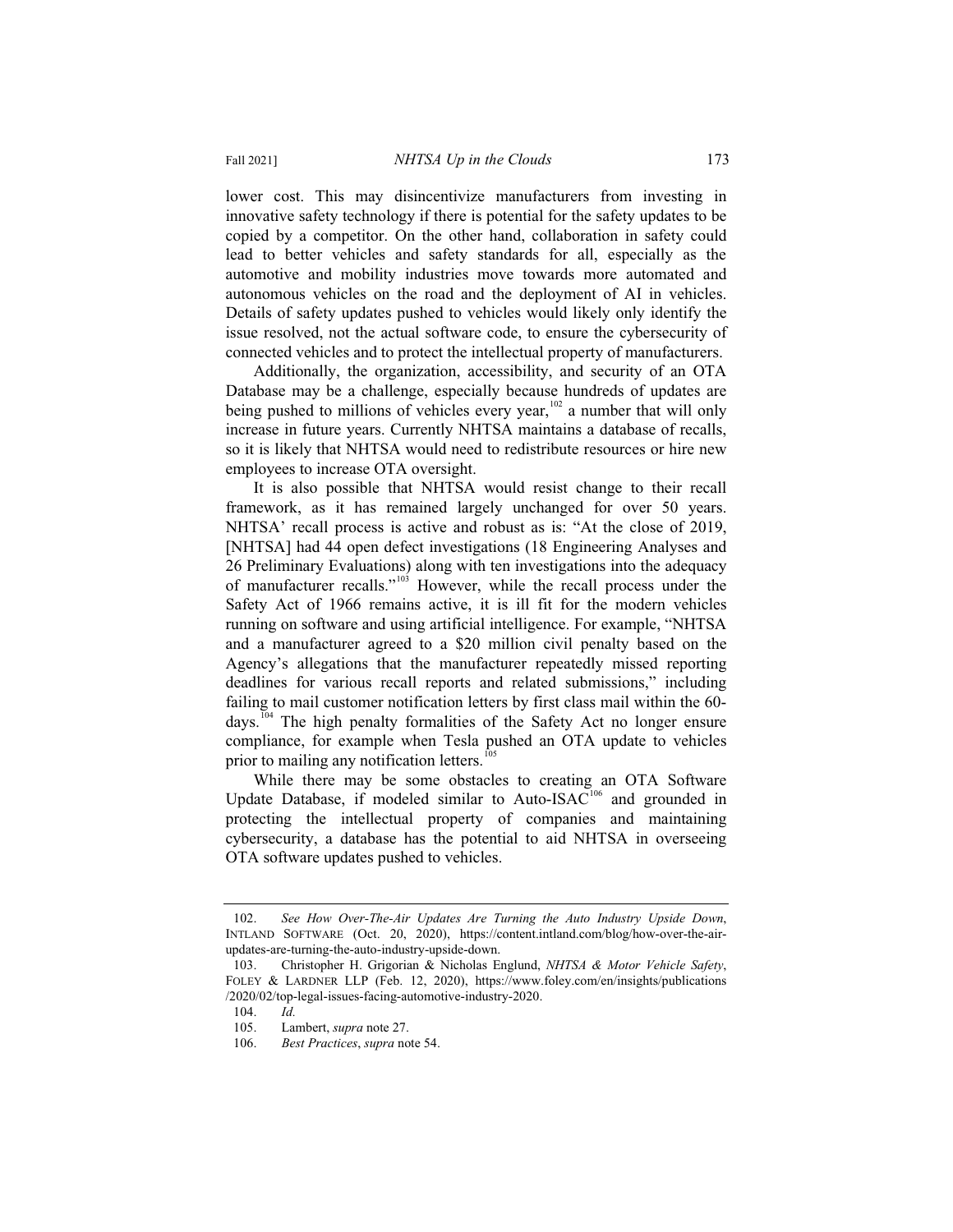lower cost. This may disincentivize manufacturers from investing in innovative safety technology if there is potential for the safety updates to be copied by a competitor. On the other hand, collaboration in safety could lead to better vehicles and safety standards for all, especially as the automotive and mobility industries move towards more automated and autonomous vehicles on the road and the deployment of AI in vehicles. Details of safety updates pushed to vehicles would likely only identify the issue resolved, not the actual software code, to ensure the cybersecurity of connected vehicles and to protect the intellectual property of manufacturers.

Additionally, the organization, accessibility, and security of an OTA Database may be a challenge, especially because hundreds of updates are being pushed to millions of vehicles every year,[102] a number that will only increase in future years. Currently NHTSA maintains a database of recalls, so it is likely that NHTSA would need to redistribute resources or hire new employees to increase OTA oversight.

It is also possible that NHTSA would resist change to their recall framework, as it has remained largely unchanged for over 50 years. NHTSA' recall process is active and robust as is: "At the close of 2019, [NHTSA] had 44 open defect investigations (18 Engineering Analyses and 26 Preliminary Evaluations) along with ten investigations into the adequacy of manufacturer recalls."[103] However, while the recall process under the Safety Act of 1966 remains active, it is ill fit for the modern vehicles running on software and using artificial intelligence. For example, "NHTSA and a manufacturer agreed to a $20 million civil penalty based on the Agency's allegations that the manufacturer repeatedly missed reporting deadlines for various recall reports and related submissions," including failing to mail customer notification letters by first class mail within the 60-days.[104] The high penalty formalities of the Safety Act no longer ensure compliance, for example when Tesla pushed an OTA update to vehicles prior to mailing any notification letters.[105]

While there may be some obstacles to creating an OTA Software Update Database, if modeled similar to Auto-ISAC[106] and grounded in protecting the intellectual property of companies and maintaining cybersecurity, a database has the potential to aid NHTSA in overseeing OTA software updates pushed to vehicles.

---

102. *See How Over-The-Air Updates Are Turning the Auto Industry Upside Down*, INTLAND SOFTWARE (Oct. 20, 2020), https://content.intland.com/blog/how-over-the-air-updates-are-turning-the-auto-industry-upside-down.

103. Christopher H. Grigorian & Nicholas Englund, *NHTSA & Motor Vehicle Safety*, FOLEY & LARDNER LLP (Feb. 12, 2020), https://www.foley.com/en/insights/publications/2020/02/top-legal-issues-facing-automotive-industry-2020.

104. *Id.*

105. Lambert, *supra* note 27.

106. *Best Practices*, *supra* note 54.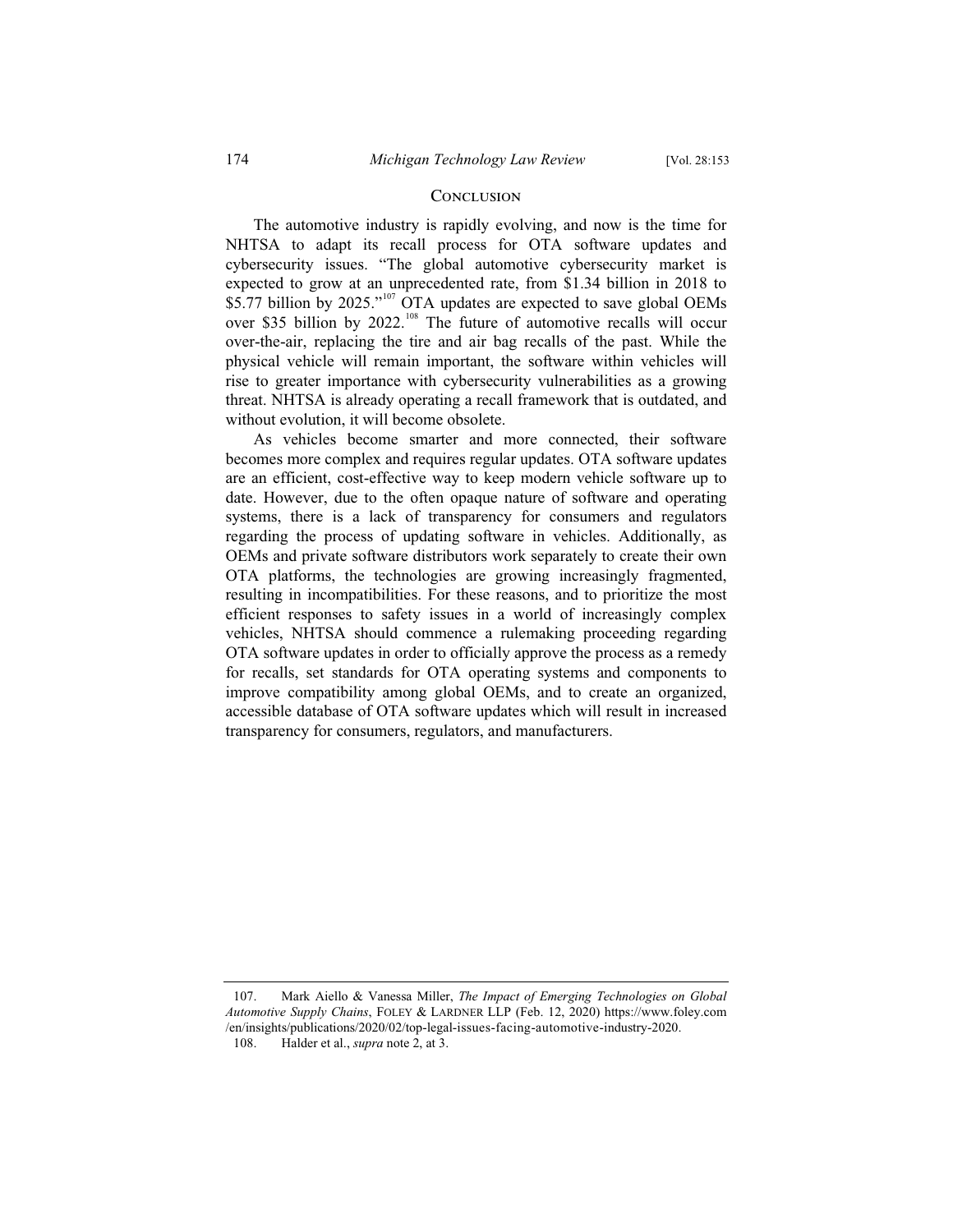## Conclusion

The automotive industry is rapidly evolving, and now is the time for NHTSA to adapt its recall process for OTA software updates and cybersecurity issues. "The global automotive cybersecurity market is expected to grow at an unprecedented rate, from $1.34 billion in 2018 to $5.77 billion by 2025."[107] OTA updates are expected to save global OEMs over $35 billion by 2022.[108] The future of automotive recalls will occur over-the-air, replacing the tire and air bag recalls of the past. While the physical vehicle will remain important, the software within vehicles will rise to greater importance with cybersecurity vulnerabilities as a growing threat. NHTSA is already operating a recall framework that is outdated, and without evolution, it will become obsolete.

As vehicles become smarter and more connected, their software becomes more complex and requires regular updates. OTA software updates are an efficient, cost-effective way to keep modern vehicle software up to date. However, due to the often opaque nature of software and operating systems, there is a lack of transparency for consumers and regulators regarding the process of updating software in vehicles. Additionally, as OEMs and private software distributors work separately to create their own OTA platforms, the technologies are growing increasingly fragmented, resulting in incompatibilities. For these reasons, and to prioritize the most efficient responses to safety issues in a world of increasingly complex vehicles, NHTSA should commence a rulemaking proceeding regarding OTA software updates in order to officially approve the process as a remedy for recalls, set standards for OTA operating systems and components to improve compatibility among global OEMs, and to create an organized, accessible database of OTA software updates which will result in increased transparency for consumers, regulators, and manufacturers.

---

107. Mark Aiello & Vanessa Miller, *The Impact of Emerging Technologies on Global Automotive Supply Chains*, Foley & Lardner LLP (Feb. 12, 2020) https://www.foley.com/en/insights/publications/2020/02/top-legal-issues-facing-automotive-industry-2020.

108. Halder et al., *supra* note 2, at 3.